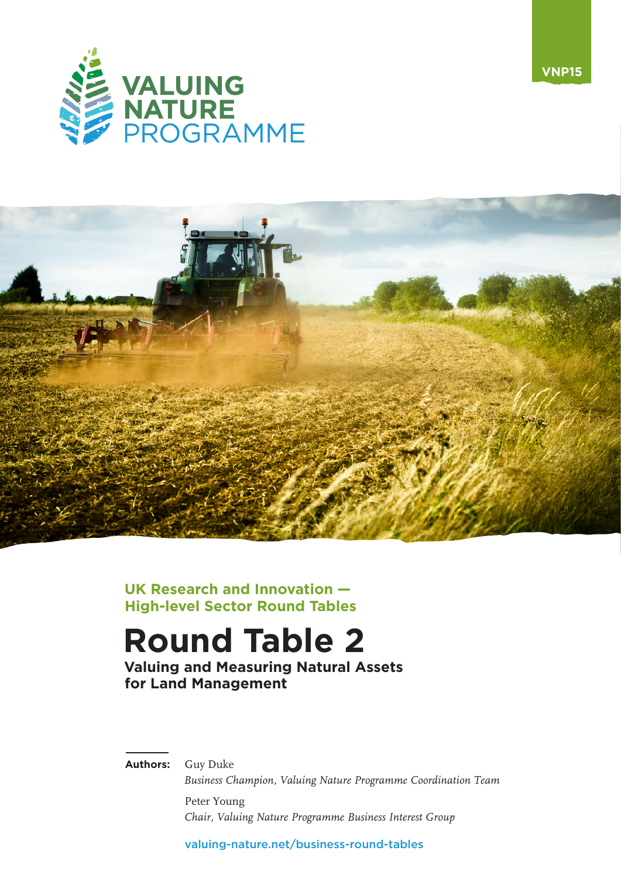VNP15

VALUING NATURE PROGRAMME

**UK Research and Innovation — High-level Sector Round Tables**

# Round Table 2

## Valuing and Measuring Natural Assets for Land Management

**Authors:** Guy Duke
*Business Champion, Valuing Nature Programme Coordination Team*

Peter Young
*Chair, Valuing Nature Programme Business Interest Group*

valuing-nature.net/business-round-tables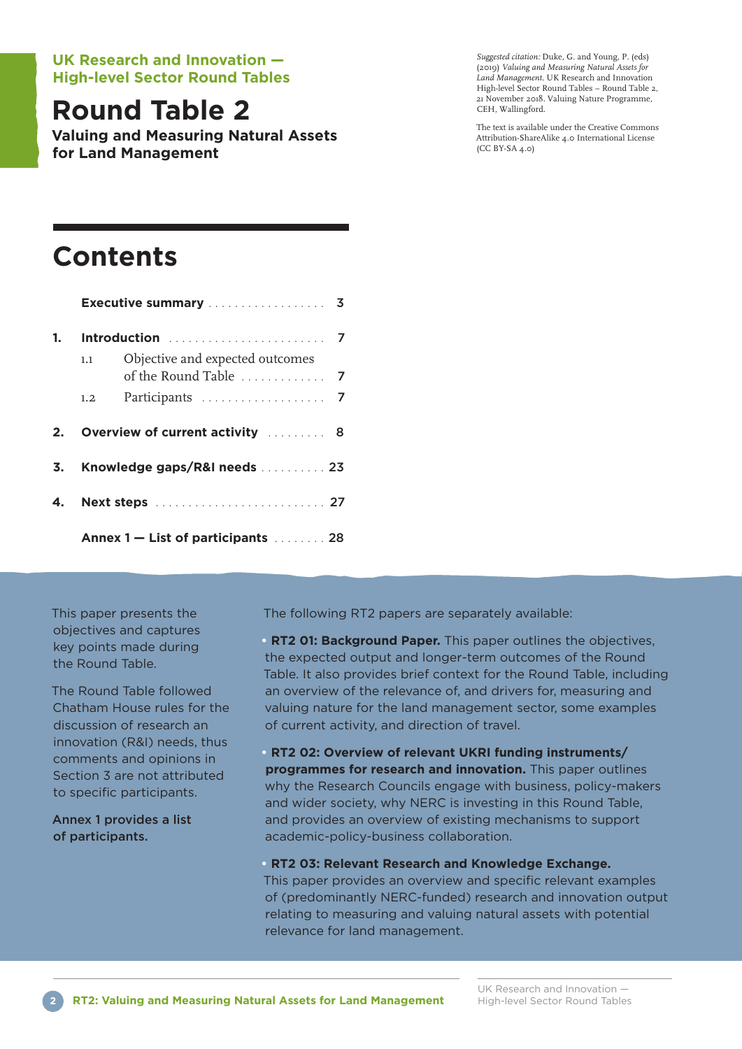**UK Research and Innovation — High-level Sector Round Tables**

# Round Table 2

**Valuing and Measuring Natural Assets for Land Management**

*Suggested citation:* Duke, G. and Young, P. (eds) (2019) *Valuing and Measuring Natural Assets for Land Management*. UK Research and Innovation High-level Sector Round Tables – Round Table 2, 21 November 2018. Valuing Nature Programme, CEH, Wallingford.

The text is available under the Creative Commons Attribution-ShareAlike 4.0 International License (CC BY-SA 4.0)

## Contents

| | | |
|---|---|---|
| | **Executive summary** | 3 |
| **1.** | **Introduction** | 7 |
| 1.1 | Objective and expected outcomes of the Round Table | 7 |
| 1.2 | Participants | 7 |
| **2.** | **Overview of current activity** | 8 |
| **3.** | **Knowledge gaps/R&I needs** | 23 |
| **4.** | **Next steps** | 27 |
| | **Annex 1 — List of participants** | 28 |

This paper presents the objectives and captures key points made during the Round Table.

The Round Table followed Chatham House rules for the discussion of research an innovation (R&I) needs, thus comments and opinions in Section 3 are not attributed to specific participants.

**Annex 1 provides a list of participants.**

The following RT2 papers are separately available:

- **RT2 01: Background Paper.** This paper outlines the objectives, the expected output and longer-term outcomes of the Round Table. It also provides brief context for the Round Table, including an overview of the relevance of, and drivers for, measuring and valuing nature for the land management sector, some examples of current activity, and direction of travel.
- **RT2 02: Overview of relevant UKRI funding instruments/ programmes for research and innovation.** This paper outlines why the Research Councils engage with business, policy-makers and wider society, why NERC is investing in this Round Table, and provides an overview of existing mechanisms to support academic-policy-business collaboration.
- **RT2 03: Relevant Research and Knowledge Exchange.** This paper provides an overview and specific relevant examples of (predominantly NERC-funded) research and innovation output relating to measuring and valuing natural assets with potential relevance for land management.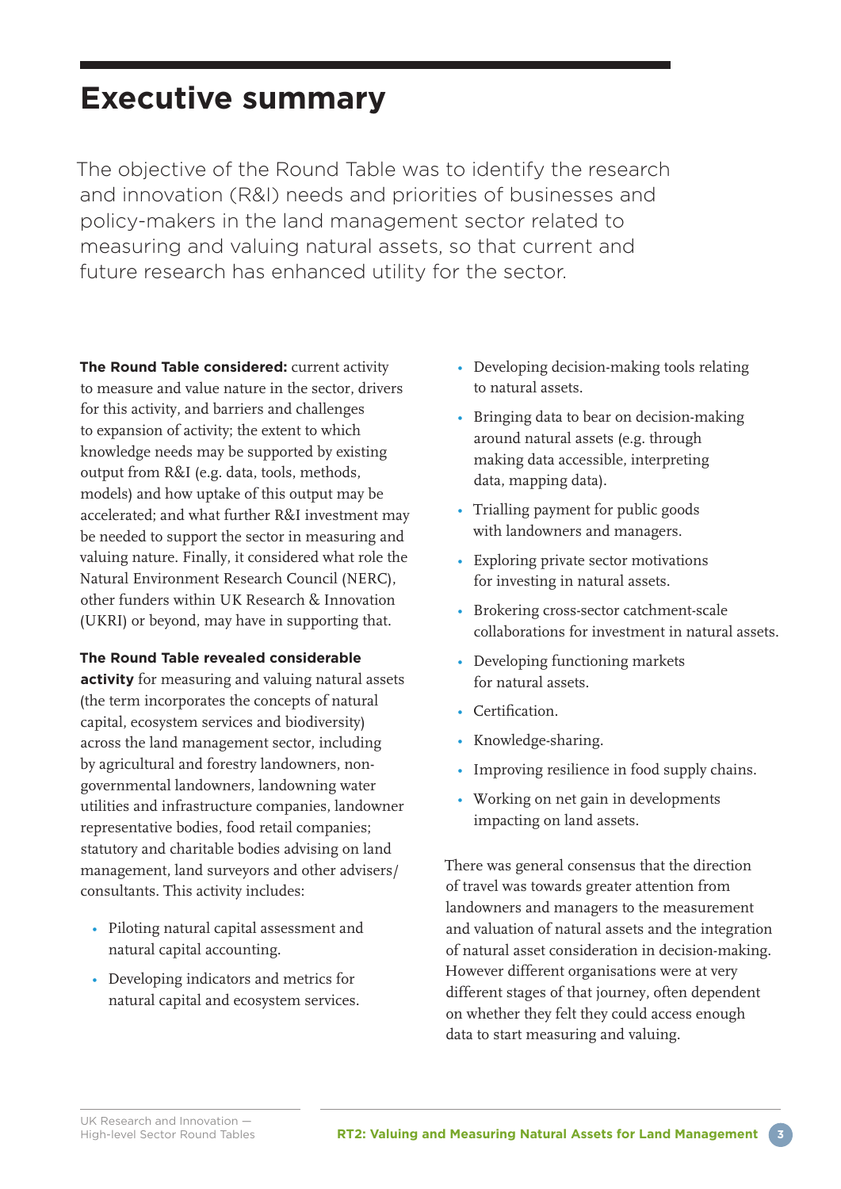# Executive summary

The objective of the Round Table was to identify the research and innovation (R&I) needs and priorities of businesses and policy-makers in the land management sector related to measuring and valuing natural assets, so that current and future research has enhanced utility for the sector.

**The Round Table considered:** current activity to measure and value nature in the sector, drivers for this activity, and barriers and challenges to expansion of activity; the extent to which knowledge needs may be supported by existing output from R&I (e.g. data, tools, methods, models) and how uptake of this output may be accelerated; and what further R&I investment may be needed to support the sector in measuring and valuing nature. Finally, it considered what role the Natural Environment Research Council (NERC), other funders within UK Research & Innovation (UKRI) or beyond, may have in supporting that.

**The Round Table revealed considerable activity** for measuring and valuing natural assets (the term incorporates the concepts of natural capital, ecosystem services and biodiversity) across the land management sector, including by agricultural and forestry landowners, non-governmental landowners, landowning water utilities and infrastructure companies, landowner representative bodies, food retail companies; statutory and charitable bodies advising on land management, land surveyors and other advisers/consultants. This activity includes:

- Piloting natural capital assessment and natural capital accounting.
- Developing indicators and metrics for natural capital and ecosystem services.
- Developing decision-making tools relating to natural assets.
- Bringing data to bear on decision-making around natural assets (e.g. through making data accessible, interpreting data, mapping data).
- Trialling payment for public goods with landowners and managers.
- Exploring private sector motivations for investing in natural assets.
- Brokering cross-sector catchment-scale collaborations for investment in natural assets.
- Developing functioning markets for natural assets.
- Certification.
- Knowledge-sharing.
- Improving resilience in food supply chains.
- Working on net gain in developments impacting on land assets.

There was general consensus that the direction of travel was towards greater attention from landowners and managers to the measurement and valuation of natural assets and the integration of natural asset consideration in decision-making. However different organisations were at very different stages of that journey, often dependent on whether they felt they could access enough data to start measuring and valuing.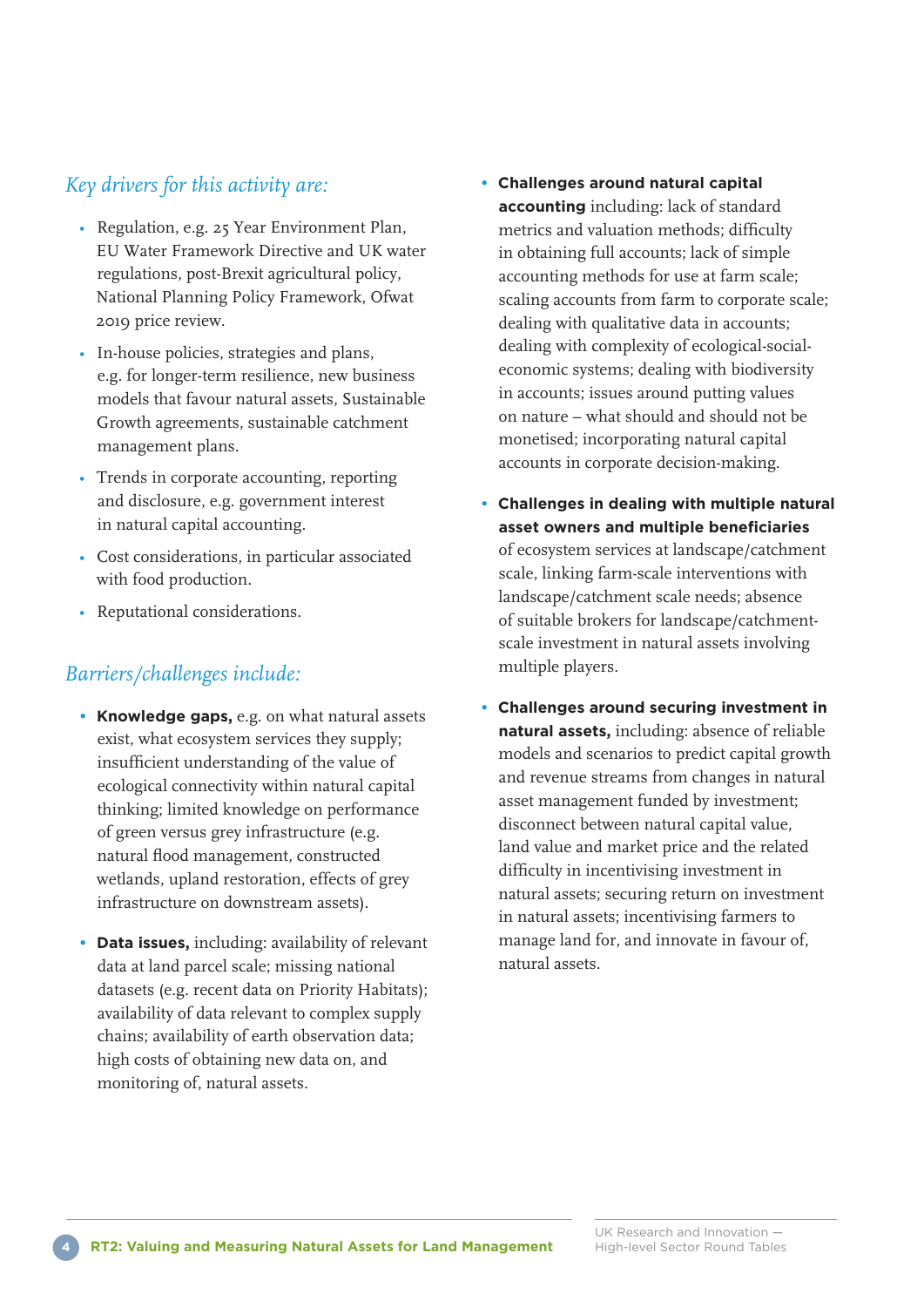## *Key drivers for this activity are:*

- Regulation, e.g. 25 Year Environment Plan, EU Water Framework Directive and UK water regulations, post-Brexit agricultural policy, National Planning Policy Framework, Ofwat 2019 price review.
- In-house policies, strategies and plans, e.g. for longer-term resilience, new business models that favour natural assets, Sustainable Growth agreements, sustainable catchment management plans.
- Trends in corporate accounting, reporting and disclosure, e.g. government interest in natural capital accounting.
- Cost considerations, in particular associated with food production.
- Reputational considerations.

## *Barriers/challenges include:*

- **Knowledge gaps,** e.g. on what natural assets exist, what ecosystem services they supply; insufficient understanding of the value of ecological connectivity within natural capital thinking; limited knowledge on performance of green versus grey infrastructure (e.g. natural flood management, constructed wetlands, upland restoration, effects of grey infrastructure on downstream assets).
- **Data issues,** including: availability of relevant data at land parcel scale; missing national datasets (e.g. recent data on Priority Habitats); availability of data relevant to complex supply chains; availability of earth observation data; high costs of obtaining new data on, and monitoring of, natural assets.
- **Challenges around natural capital accounting** including: lack of standard metrics and valuation methods; difficulty in obtaining full accounts; lack of simple accounting methods for use at farm scale; scaling accounts from farm to corporate scale; dealing with qualitative data in accounts; dealing with complexity of ecological-social-economic systems; dealing with biodiversity in accounts; issues around putting values on nature – what should and should not be monetised; incorporating natural capital accounts in corporate decision-making.
- **Challenges in dealing with multiple natural asset owners and multiple beneficiaries** of ecosystem services at landscape/catchment scale, linking farm-scale interventions with landscape/catchment scale needs; absence of suitable brokers for landscape/catchment-scale investment in natural assets involving multiple players.
- **Challenges around securing investment in natural assets,** including: absence of reliable models and scenarios to predict capital growth and revenue streams from changes in natural asset management funded by investment; disconnect between natural capital value, land value and market price and the related difficulty in incentivising investment in natural assets; securing return on investment in natural assets; incentivising farmers to manage land for, and innovate in favour of, natural assets.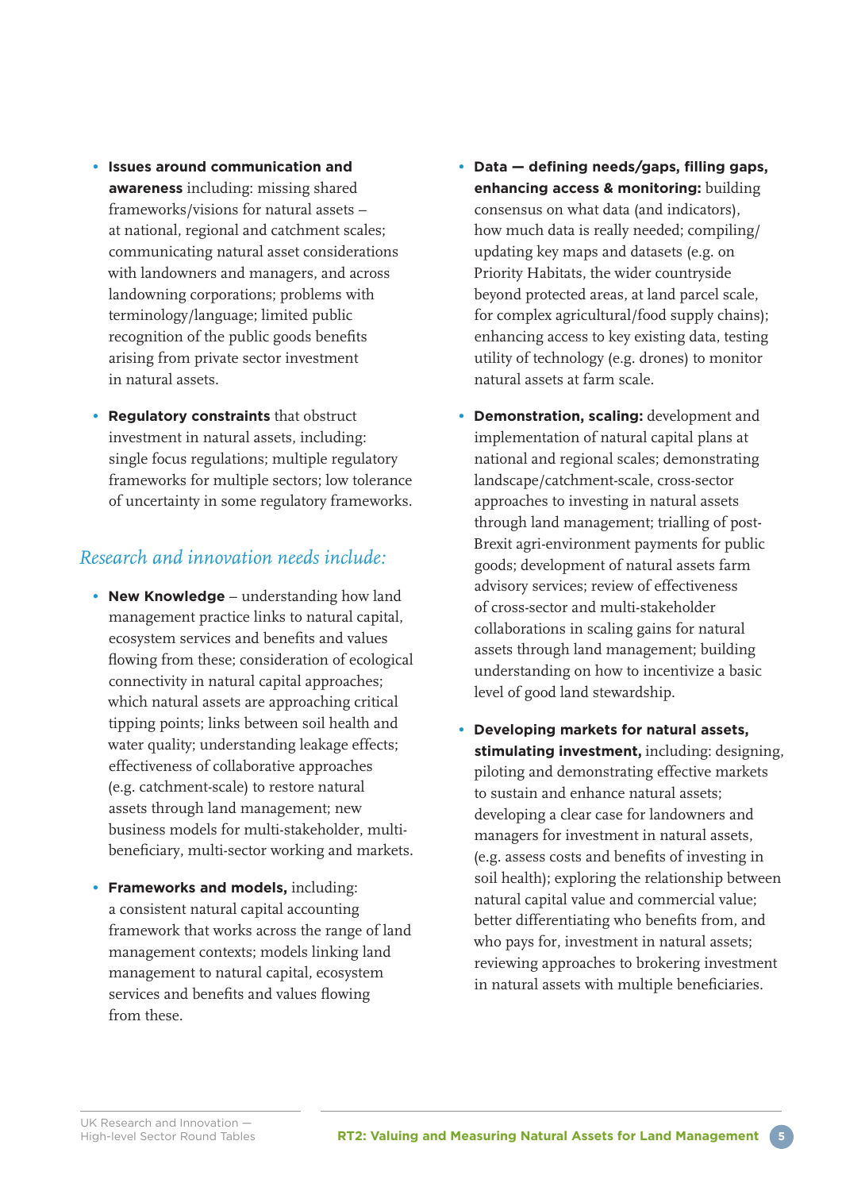- **Issues around communication and awareness** including: missing shared frameworks/visions for natural assets – at national, regional and catchment scales; communicating natural asset considerations with landowners and managers, and across landowning corporations; problems with terminology/language; limited public recognition of the public goods benefits arising from private sector investment in natural assets.
- **Regulatory constraints** that obstruct investment in natural assets, including: single focus regulations; multiple regulatory frameworks for multiple sectors; low tolerance of uncertainty in some regulatory frameworks.

### *Research and innovation needs include:*

- **New Knowledge** – understanding how land management practice links to natural capital, ecosystem services and benefits and values flowing from these; consideration of ecological connectivity in natural capital approaches; which natural assets are approaching critical tipping points; links between soil health and water quality; understanding leakage effects; effectiveness of collaborative approaches (e.g. catchment-scale) to restore natural assets through land management; new business models for multi-stakeholder, multi-beneficiary, multi-sector working and markets.
- **Frameworks and models,** including: a consistent natural capital accounting framework that works across the range of land management contexts; models linking land management to natural capital, ecosystem services and benefits and values flowing from these.
- **Data — defining needs/gaps, filling gaps, enhancing access & monitoring:** building consensus on what data (and indicators), how much data is really needed; compiling/updating key maps and datasets (e.g. on Priority Habitats, the wider countryside beyond protected areas, at land parcel scale, for complex agricultural/food supply chains); enhancing access to key existing data, testing utility of technology (e.g. drones) to monitor natural assets at farm scale.
- **Demonstration, scaling:** development and implementation of natural capital plans at national and regional scales; demonstrating landscape/catchment-scale, cross-sector approaches to investing in natural assets through land management; trialling of post-Brexit agri-environment payments for public goods; development of natural assets farm advisory services; review of effectiveness of cross-sector and multi-stakeholder collaborations in scaling gains for natural assets through land management; building understanding on how to incentivize a basic level of good land stewardship.
- **Developing markets for natural assets, stimulating investment,** including: designing, piloting and demonstrating effective markets to sustain and enhance natural assets; developing a clear case for landowners and managers for investment in natural assets, (e.g. assess costs and benefits of investing in soil health); exploring the relationship between natural capital value and commercial value; better differentiating who benefits from, and who pays for, investment in natural assets; reviewing approaches to brokering investment in natural assets with multiple beneficiaries.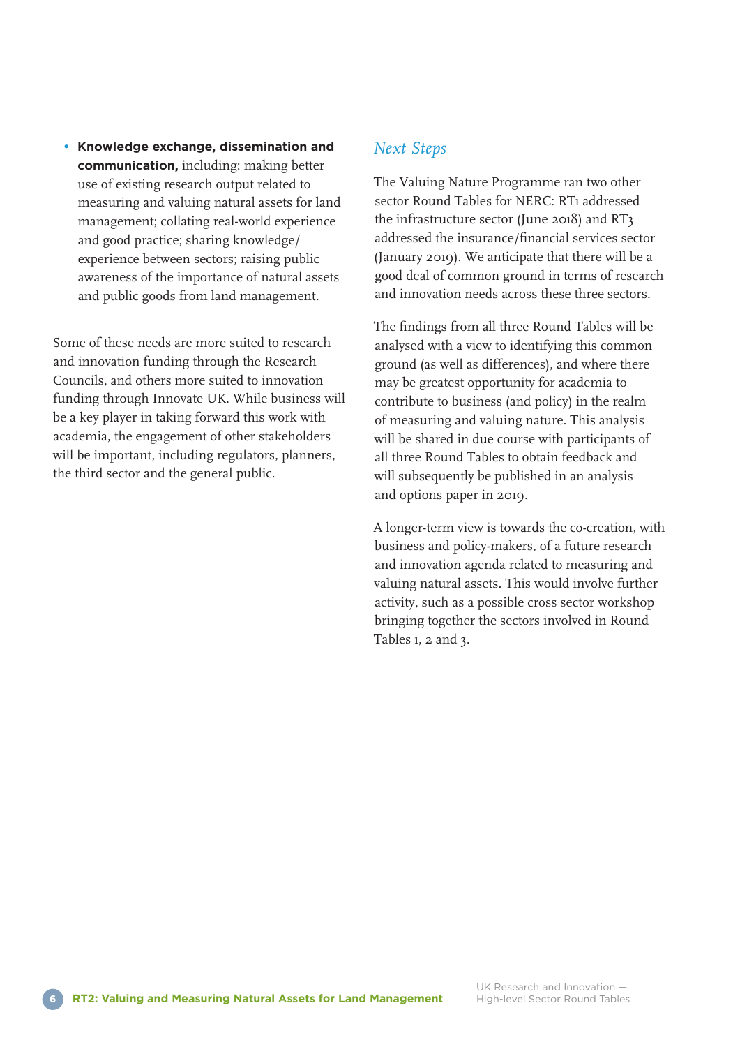- **Knowledge exchange, dissemination and communication,** including: making better use of existing research output related to measuring and valuing natural assets for land management; collating real-world experience and good practice; sharing knowledge/experience between sectors; raising public awareness of the importance of natural assets and public goods from land management.

Some of these needs are more suited to research and innovation funding through the Research Councils, and others more suited to innovation funding through Innovate UK. While business will be a key player in taking forward this work with academia, the engagement of other stakeholders will be important, including regulators, planners, the third sector and the general public.

## *Next Steps*

The Valuing Nature Programme ran two other sector Round Tables for NERC: RT1 addressed the infrastructure sector (June 2018) and RT3 addressed the insurance/financial services sector (January 2019). We anticipate that there will be a good deal of common ground in terms of research and innovation needs across these three sectors.

The findings from all three Round Tables will be analysed with a view to identifying this common ground (as well as differences), and where there may be greatest opportunity for academia to contribute to business (and policy) in the realm of measuring and valuing nature. This analysis will be shared in due course with participants of all three Round Tables to obtain feedback and will subsequently be published in an analysis and options paper in 2019.

A longer-term view is towards the co-creation, with business and policy-makers, of a future research and innovation agenda related to measuring and valuing natural assets. This would involve further activity, such as a possible cross sector workshop bringing together the sectors involved in Round Tables 1, 2 and 3.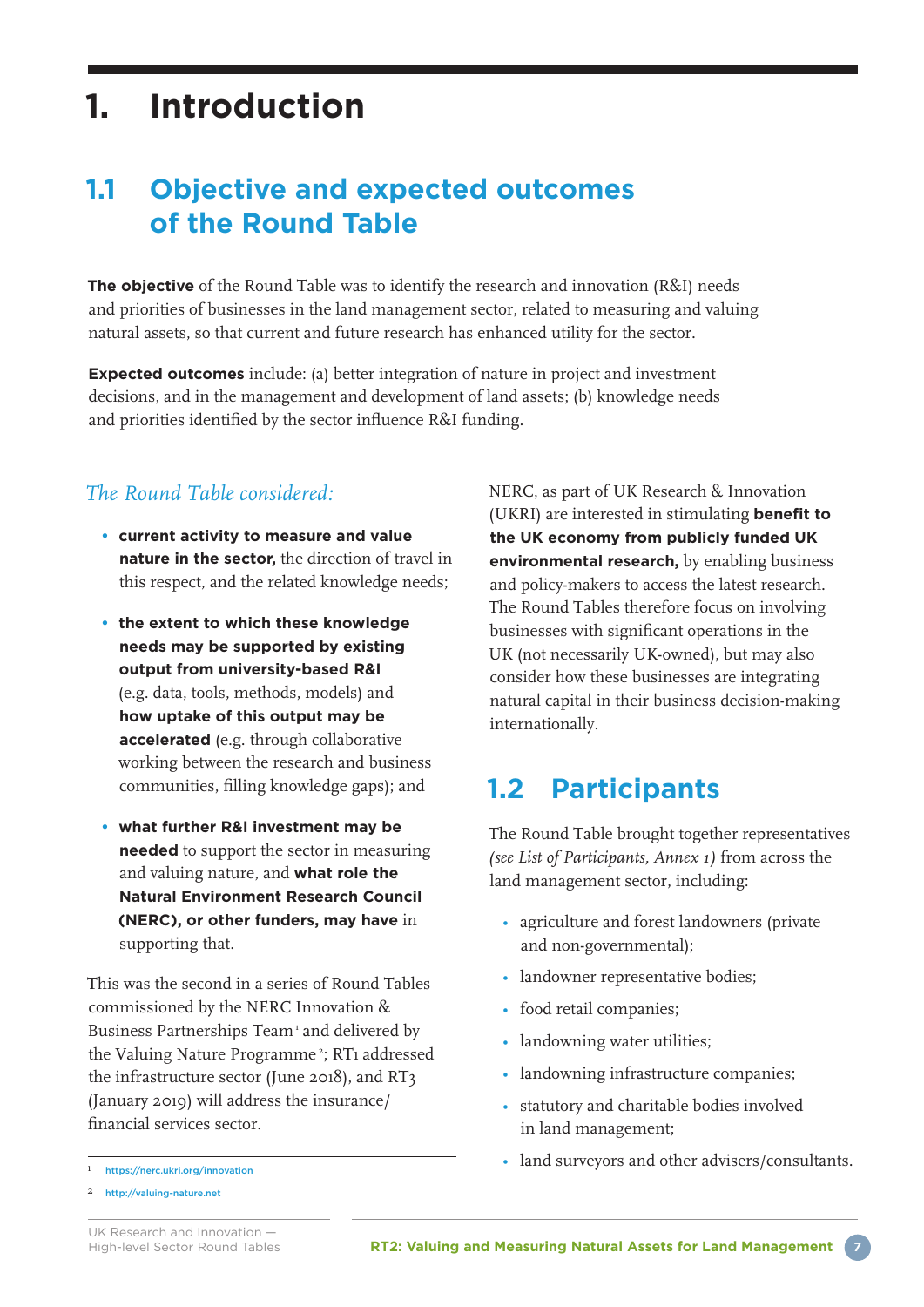# 1. Introduction

## 1.1 Objective and expected outcomes of the Round Table

**The objective** of the Round Table was to identify the research and innovation (R&I) needs and priorities of businesses in the land management sector, related to measuring and valuing natural assets, so that current and future research has enhanced utility for the sector.

**Expected outcomes** include: (a) better integration of nature in project and investment decisions, and in the management and development of land assets; (b) knowledge needs and priorities identified by the sector influence R&I funding.

*The Round Table considered:*

- **current activity to measure and value nature in the sector,** the direction of travel in this respect, and the related knowledge needs;
- **the extent to which these knowledge needs may be supported by existing output from university-based R&I** (e.g. data, tools, methods, models) and **how uptake of this output may be accelerated** (e.g. through collaborative working between the research and business communities, filling knowledge gaps); and
- **what further R&I investment may be needed** to support the sector in measuring and valuing nature, and **what role the Natural Environment Research Council (NERC), or other funders, may have** in supporting that.

This was the second in a series of Round Tables commissioned by the NERC Innovation & Business Partnerships Team[1] and delivered by the Valuing Nature Programme[2]; RT1 addressed the infrastructure sector (June 2018), and RT3 (January 2019) will address the insurance/financial services sector.

NERC, as part of UK Research & Innovation (UKRI) are interested in stimulating **benefit to the UK economy from publicly funded UK environmental research,** by enabling business and policy-makers to access the latest research. The Round Tables therefore focus on involving businesses with significant operations in the UK (not necessarily UK-owned), but may also consider how these businesses are integrating natural capital in their business decision-making internationally.

## 1.2 Participants

The Round Table brought together representatives *(see List of Participants, Annex 1)* from across the land management sector, including:

- agriculture and forest landowners (private and non-governmental);
- landowner representative bodies;
- food retail companies;
- landowning water utilities;
- landowning infrastructure companies;
- statutory and charitable bodies involved in land management;
- land surveyors and other advisers/consultants.

---

[1] https://nerc.ukri.org/innovation

[2] http://valuing-nature.net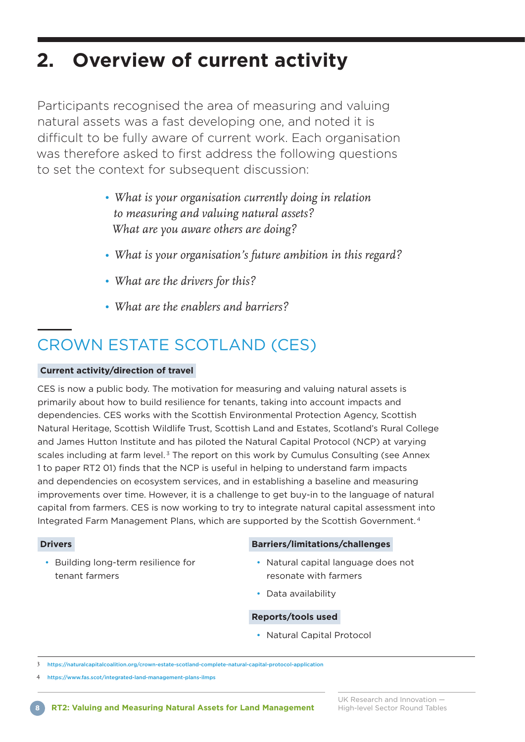# 2. Overview of current activity

Participants recognised the area of measuring and valuing natural assets was a fast developing one, and noted it is difficult to be fully aware of current work. Each organisation was therefore asked to first address the following questions to set the context for subsequent discussion:

- *What is your organisation currently doing in relation to measuring and valuing natural assets? What are you aware others are doing?*
- *What is your organisation's future ambition in this regard?*
- *What are the drivers for this?*
- *What are the enablers and barriers?*

## CROWN ESTATE SCOTLAND (CES)

**Current activity/direction of travel**

CES is now a public body. The motivation for measuring and valuing natural assets is primarily about how to build resilience for tenants, taking into account impacts and dependencies. CES works with the Scottish Environmental Protection Agency, Scottish Natural Heritage, Scottish Wildlife Trust, Scottish Land and Estates, Scotland's Rural College and James Hutton Institute and has piloted the Natural Capital Protocol (NCP) at varying scales including at farm level.[3] The report on this work by Cumulus Consulting (see Annex 1 to paper RT2 01) finds that the NCP is useful in helping to understand farm impacts and dependencies on ecosystem services, and in establishing a baseline and measuring improvements over time. However, it is a challenge to get buy-in to the language of natural capital from farmers. CES is now working to try to integrate natural capital assessment into Integrated Farm Management Plans, which are supported by the Scottish Government.[4]

**Drivers**

- Building long-term resilience for tenant farmers

**Barriers/limitations/challenges**

- Natural capital language does not resonate with farmers
- Data availability

**Reports/tools used**

- Natural Capital Protocol

[3] https://naturalcapitalcoalition.org/crown-estate-scotland-complete-natural-capital-protocol-application

[4] https://www.fas.scot/integrated-land-management-plans-ilmps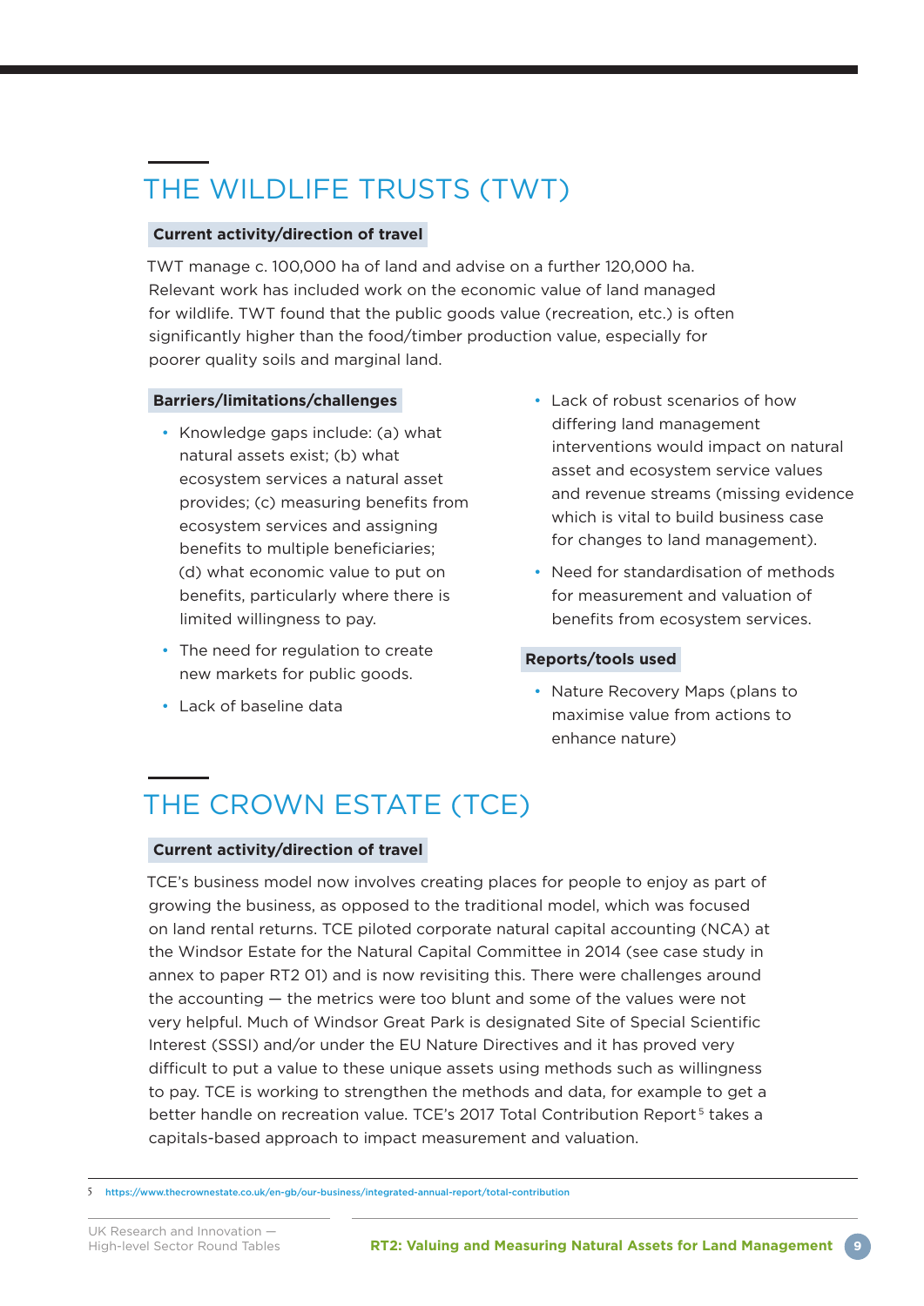## THE WILDLIFE TRUSTS (TWT)

**Current activity/direction of travel**

TWT manage c. 100,000 ha of land and advise on a further 120,000 ha. Relevant work has included work on the economic value of land managed for wildlife. TWT found that the public goods value (recreation, etc.) is often significantly higher than the food/timber production value, especially for poorer quality soils and marginal land.

**Barriers/limitations/challenges**

- Knowledge gaps include: (a) what natural assets exist; (b) what ecosystem services a natural asset provides; (c) measuring benefits from ecosystem services and assigning benefits to multiple beneficiaries; (d) what economic value to put on benefits, particularly where there is limited willingness to pay.
- The need for regulation to create new markets for public goods.
- Lack of baseline data
- Lack of robust scenarios of how differing land management interventions would impact on natural asset and ecosystem service values and revenue streams (missing evidence which is vital to build business case for changes to land management).
- Need for standardisation of methods for measurement and valuation of benefits from ecosystem services.

**Reports/tools used**

- Nature Recovery Maps (plans to maximise value from actions to enhance nature)

## THE CROWN ESTATE (TCE)

**Current activity/direction of travel**

TCE's business model now involves creating places for people to enjoy as part of growing the business, as opposed to the traditional model, which was focused on land rental returns. TCE piloted corporate natural capital accounting (NCA) at the Windsor Estate for the Natural Capital Committee in 2014 (see case study in annex to paper RT2 01) and is now revisiting this. There were challenges around the accounting — the metrics were too blunt and some of the values were not very helpful. Much of Windsor Great Park is designated Site of Special Scientific Interest (SSSI) and/or under the EU Nature Directives and it has proved very difficult to put a value to these unique assets using methods such as willingness to pay. TCE is working to strengthen the methods and data, for example to get a better handle on recreation value. TCE's 2017 Total Contribution Report[5] takes a capitals-based approach to impact measurement and valuation.

5 https://www.thecrownestate.co.uk/en-gb/our-business/integrated-annual-report/total-contribution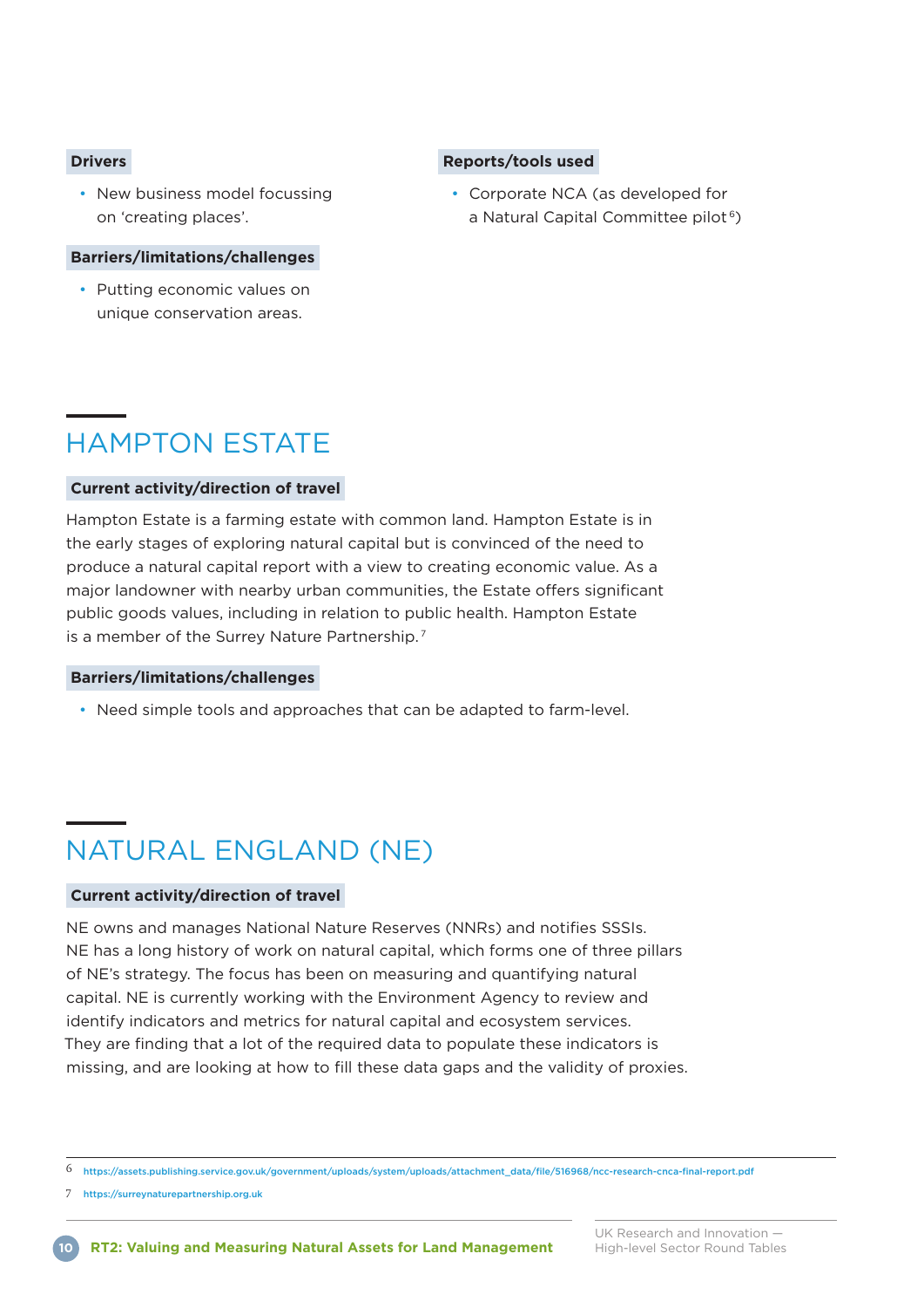**Drivers**

- New business model focussing on 'creating places'.

**Barriers/limitations/challenges**

- Putting economic values on unique conservation areas.

**Reports/tools used**

- Corporate NCA (as developed for a Natural Capital Committee pilot[6])

## HAMPTON ESTATE

**Current activity/direction of travel**

Hampton Estate is a farming estate with common land. Hampton Estate is in the early stages of exploring natural capital but is convinced of the need to produce a natural capital report with a view to creating economic value. As a major landowner with nearby urban communities, the Estate offers significant public goods values, including in relation to public health. Hampton Estate is a member of the Surrey Nature Partnership.[7]

**Barriers/limitations/challenges**

- Need simple tools and approaches that can be adapted to farm-level.

## NATURAL ENGLAND (NE)

**Current activity/direction of travel**

NE owns and manages National Nature Reserves (NNRs) and notifies SSSIs. NE has a long history of work on natural capital, which forms one of three pillars of NE's strategy. The focus has been on measuring and quantifying natural capital. NE is currently working with the Environment Agency to review and identify indicators and metrics for natural capital and ecosystem services. They are finding that a lot of the required data to populate these indicators is missing, and are looking at how to fill these data gaps and the validity of proxies.

---

6 https://assets.publishing.service.gov.uk/government/uploads/system/uploads/attachment_data/file/516968/ncc-research-cnca-final-report.pdf

7 https://surreynaturepartnership.org.uk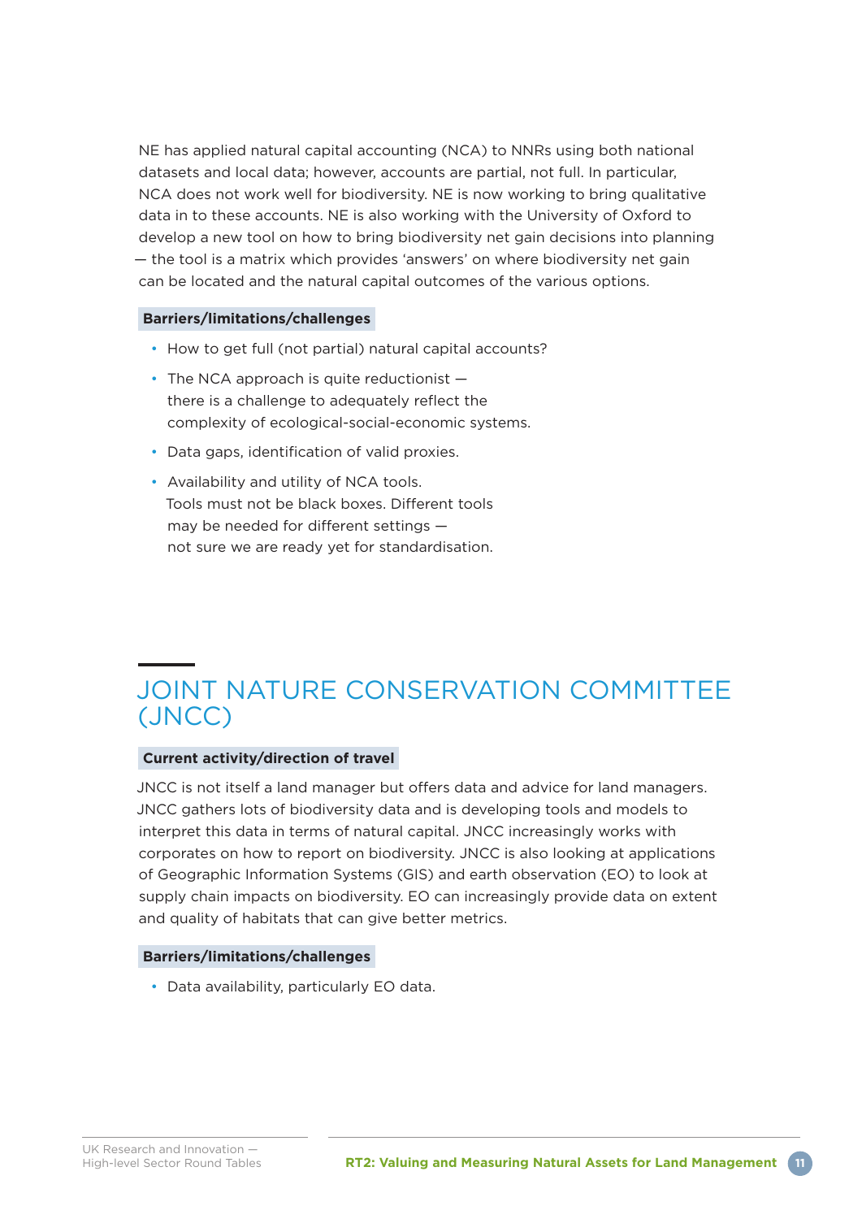NE has applied natural capital accounting (NCA) to NNRs using both national datasets and local data; however, accounts are partial, not full. In particular, NCA does not work well for biodiversity. NE is now working to bring qualitative data in to these accounts. NE is also working with the University of Oxford to develop a new tool on how to bring biodiversity net gain decisions into planning — the tool is a matrix which provides 'answers' on where biodiversity net gain can be located and the natural capital outcomes of the various options.

**Barriers/limitations/challenges**

- How to get full (not partial) natural capital accounts?
- The NCA approach is quite reductionist — there is a challenge to adequately reflect the complexity of ecological-social-economic systems.
- Data gaps, identification of valid proxies.
- Availability and utility of NCA tools. Tools must not be black boxes. Different tools may be needed for different settings — not sure we are ready yet for standardisation.

## JOINT NATURE CONSERVATION COMMITTEE (JNCC)

**Current activity/direction of travel**

JNCC is not itself a land manager but offers data and advice for land managers. JNCC gathers lots of biodiversity data and is developing tools and models to interpret this data in terms of natural capital. JNCC increasingly works with corporates on how to report on biodiversity. JNCC is also looking at applications of Geographic Information Systems (GIS) and earth observation (EO) to look at supply chain impacts on biodiversity. EO can increasingly provide data on extent and quality of habitats that can give better metrics.

**Barriers/limitations/challenges**

- Data availability, particularly EO data.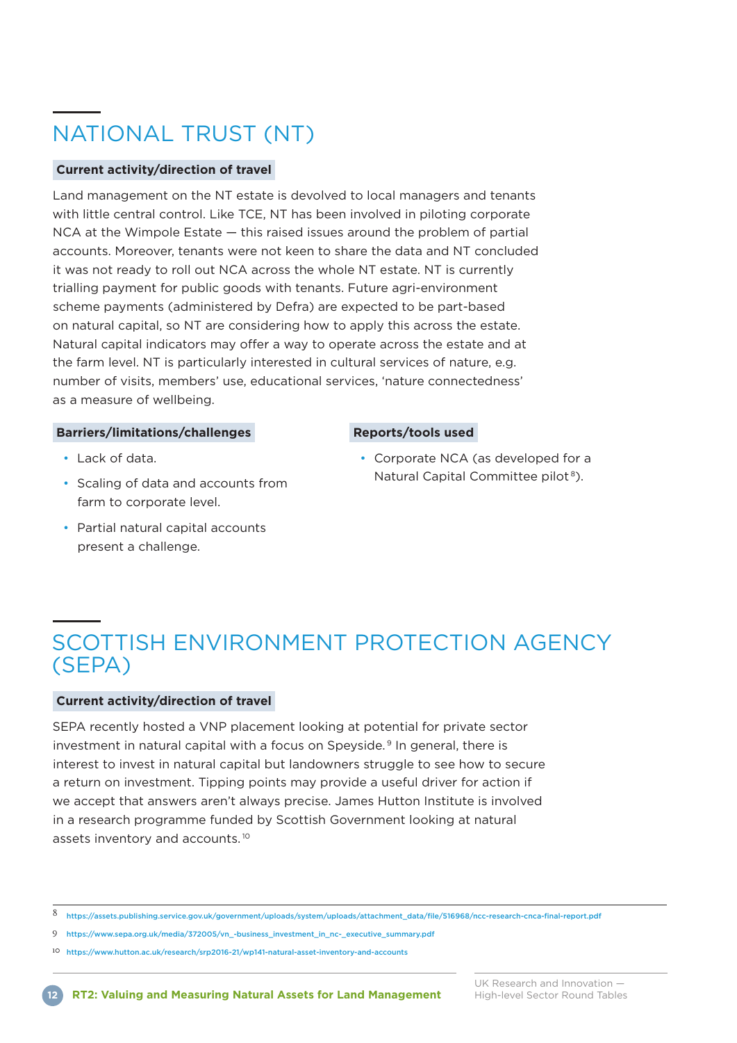## NATIONAL TRUST (NT)

**Current activity/direction of travel**

Land management on the NT estate is devolved to local managers and tenants with little central control. Like TCE, NT has been involved in piloting corporate NCA at the Wimpole Estate — this raised issues around the problem of partial accounts. Moreover, tenants were not keen to share the data and NT concluded it was not ready to roll out NCA across the whole NT estate. NT is currently trialling payment for public goods with tenants. Future agri-environment scheme payments (administered by Defra) are expected to be part-based on natural capital, so NT are considering how to apply this across the estate. Natural capital indicators may offer a way to operate across the estate and at the farm level. NT is particularly interested in cultural services of nature, e.g. number of visits, members' use, educational services, 'nature connectedness' as a measure of wellbeing.

**Barriers/limitations/challenges**

- Lack of data.
- Scaling of data and accounts from farm to corporate level.
- Partial natural capital accounts present a challenge.

**Reports/tools used**

- Corporate NCA (as developed for a Natural Capital Committee pilot[8]).

## SCOTTISH ENVIRONMENT PROTECTION AGENCY (SEPA)

**Current activity/direction of travel**

SEPA recently hosted a VNP placement looking at potential for private sector investment in natural capital with a focus on Speyside.[9] In general, there is interest to invest in natural capital but landowners struggle to see how to secure a return on investment. Tipping points may provide a useful driver for action if we accept that answers aren't always precise. James Hutton Institute is involved in a research programme funded by Scottish Government looking at natural assets inventory and accounts.[10]

---

8 https://assets.publishing.service.gov.uk/government/uploads/system/uploads/attachment_data/file/516968/ncc-research-cnca-final-report.pdf

9 https://www.sepa.org.uk/media/372005/vn_-business_investment_in_nc-_executive_summary.pdf

10 https://www.hutton.ac.uk/research/srp2016-21/wp141-natural-asset-inventory-and-accounts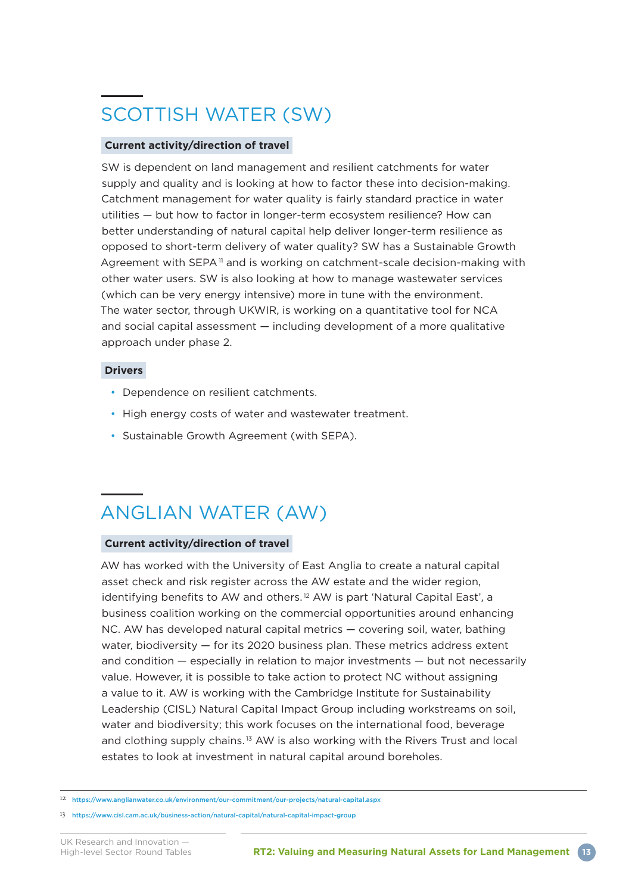## SCOTTISH WATER (SW)

**Current activity/direction of travel**

SW is dependent on land management and resilient catchments for water supply and quality and is looking at how to factor these into decision-making. Catchment management for water quality is fairly standard practice in water utilities — but how to factor in longer-term ecosystem resilience? How can better understanding of natural capital help deliver longer-term resilience as opposed to short-term delivery of water quality? SW has a Sustainable Growth Agreement with SEPA[11] and is working on catchment-scale decision-making with other water users. SW is also looking at how to manage wastewater services (which can be very energy intensive) more in tune with the environment. The water sector, through UKWIR, is working on a quantitative tool for NCA and social capital assessment — including development of a more qualitative approach under phase 2.

**Drivers**

- Dependence on resilient catchments.
- High energy costs of water and wastewater treatment.
- Sustainable Growth Agreement (with SEPA).

## ANGLIAN WATER (AW)

**Current activity/direction of travel**

AW has worked with the University of East Anglia to create a natural capital asset check and risk register across the AW estate and the wider region, identifying benefits to AW and others.[12] AW is part 'Natural Capital East', a business coalition working on the commercial opportunities around enhancing NC. AW has developed natural capital metrics — covering soil, water, bathing water, biodiversity — for its 2020 business plan. These metrics address extent and condition — especially in relation to major investments — but not necessarily value. However, it is possible to take action to protect NC without assigning a value to it. AW is working with the Cambridge Institute for Sustainability Leadership (CISL) Natural Capital Impact Group including workstreams on soil, water and biodiversity; this work focuses on the international food, beverage and clothing supply chains.[13] AW is also working with the Rivers Trust and local estates to look at investment in natural capital around boreholes.

[12] https://www.anglianwater.co.uk/environment/our-commitment/our-projects/natural-capital.aspx

[13] https://www.cisl.cam.ac.uk/business-action/natural-capital/natural-capital-impact-group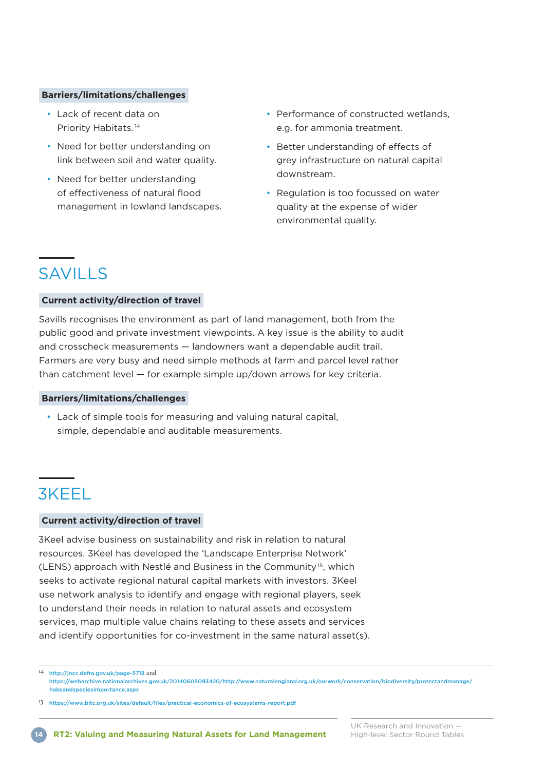**Barriers/limitations/challenges**

- Lack of recent data on Priority Habitats.[14]
- Need for better understanding on link between soil and water quality.
- Need for better understanding of effectiveness of natural flood management in lowland landscapes.
- Performance of constructed wetlands, e.g. for ammonia treatment.
- Better understanding of effects of grey infrastructure on natural capital downstream.
- Regulation is too focussed on water quality at the expense of wider environmental quality.

## SAVILLS

**Current activity/direction of travel**

Savills recognises the environment as part of land management, both from the public good and private investment viewpoints. A key issue is the ability to audit and crosscheck measurements — landowners want a dependable audit trail. Farmers are very busy and need simple methods at farm and parcel level rather than catchment level — for example simple up/down arrows for key criteria.

**Barriers/limitations/challenges**

- Lack of simple tools for measuring and valuing natural capital, simple, dependable and auditable measurements.

## 3KEEL

**Current activity/direction of travel**

3Keel advise business on sustainability and risk in relation to natural resources. 3Keel has developed the 'Landscape Enterprise Network' (LENS) approach with Nestlé and Business in the Community[15], which seeks to activate regional natural capital markets with investors. 3Keel use network analysis to identify and engage with regional players, seek to understand their needs in relation to natural assets and ecosystem services, map multiple value chains relating to these assets and services and identify opportunities for co-investment in the same natural asset(s).

---

[14] http://jncc.defra.gov.uk/page-5718 and https://webarchive.nationalarchives.gov.uk/20140605093420/http://www.naturalengland.org.uk/ourwork/conservation/biodiversity/protectandmanage/habsandspeciesimportance.aspx

[15] https://www.bitc.org.uk/sites/default/files/practical-economics-of-ecosystems-report.pdf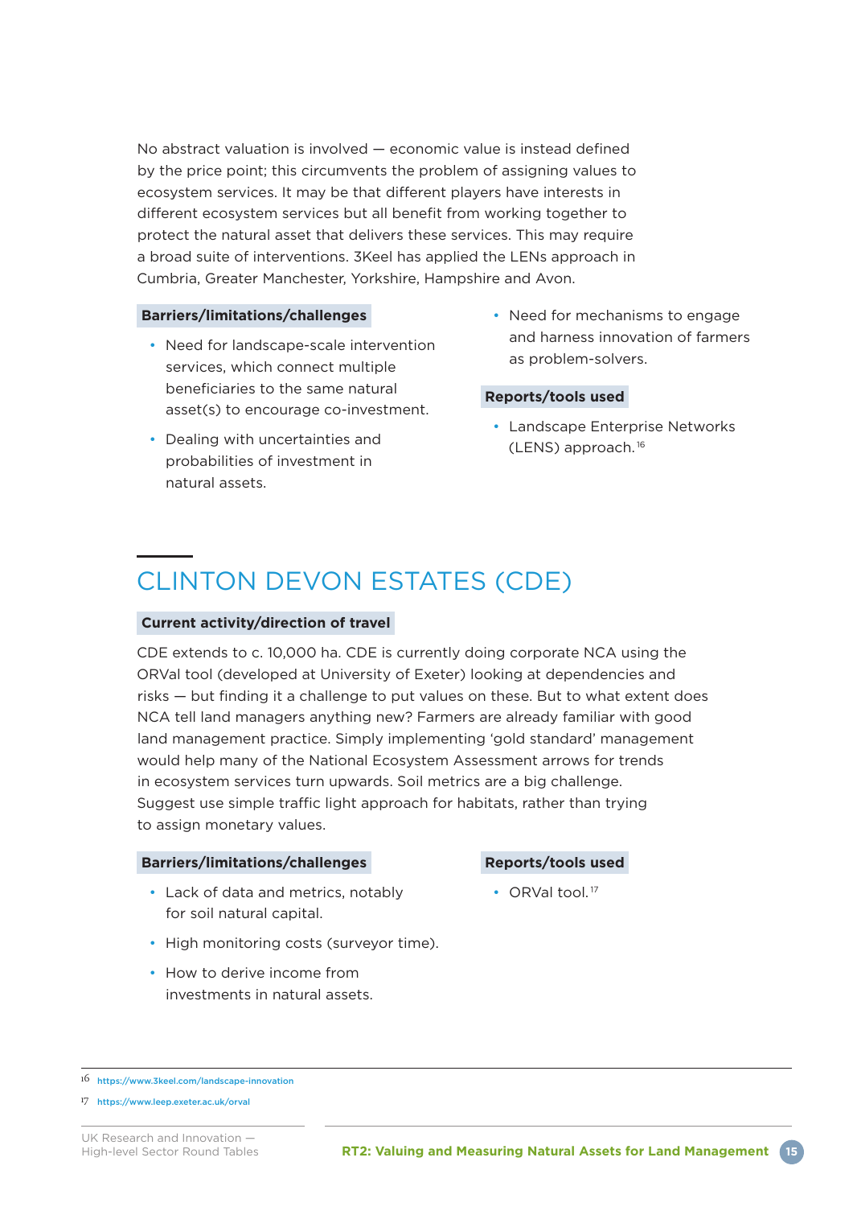No abstract valuation is involved — economic value is instead defined by the price point; this circumvents the problem of assigning values to ecosystem services. It may be that different players have interests in different ecosystem services but all benefit from working together to protect the natural asset that delivers these services. This may require a broad suite of interventions. 3Keel has applied the LENs approach in Cumbria, Greater Manchester, Yorkshire, Hampshire and Avon.

**Barriers/limitations/challenges**

- Need for landscape-scale intervention services, which connect multiple beneficiaries to the same natural asset(s) to encourage co-investment.
- Dealing with uncertainties and probabilities of investment in natural assets.
- Need for mechanisms to engage and harness innovation of farmers as problem-solvers.

**Reports/tools used**

- Landscape Enterprise Networks (LENS) approach.[16]

## CLINTON DEVON ESTATES (CDE)

**Current activity/direction of travel**

CDE extends to c. 10,000 ha. CDE is currently doing corporate NCA using the ORVal tool (developed at University of Exeter) looking at dependencies and risks — but finding it a challenge to put values on these. But to what extent does NCA tell land managers anything new? Farmers are already familiar with good land management practice. Simply implementing 'gold standard' management would help many of the National Ecosystem Assessment arrows for trends in ecosystem services turn upwards. Soil metrics are a big challenge. Suggest use simple traffic light approach for habitats, rather than trying to assign monetary values.

**Barriers/limitations/challenges**

- Lack of data and metrics, notably for soil natural capital.
- High monitoring costs (surveyor time).
- How to derive income from investments in natural assets.

**Reports/tools used**

- ORVal tool.[17]

---

16 https://www.3keel.com/landscape-innovation

17 https://www.leep.exeter.ac.uk/orval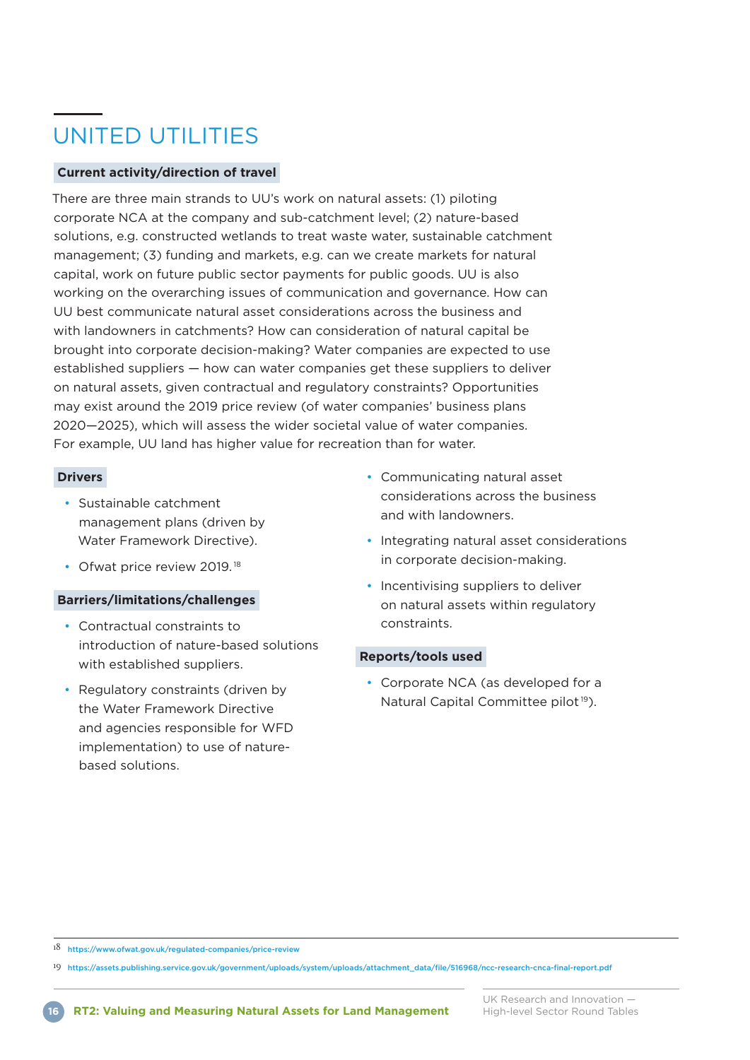# UNITED UTILITIES

### Current activity/direction of travel

There are three main strands to UU's work on natural assets: (1) piloting corporate NCA at the company and sub-catchment level; (2) nature-based solutions, e.g. constructed wetlands to treat waste water, sustainable catchment management; (3) funding and markets, e.g. can we create markets for natural capital, work on future public sector payments for public goods. UU is also working on the overarching issues of communication and governance. How can UU best communicate natural asset considerations across the business and with landowners in catchments? How can consideration of natural capital be brought into corporate decision-making? Water companies are expected to use established suppliers — how can water companies get these suppliers to deliver on natural assets, given contractual and regulatory constraints? Opportunities may exist around the 2019 price review (of water companies' business plans 2020—2025), which will assess the wider societal value of water companies. For example, UU land has higher value for recreation than for water.

### Drivers

- Sustainable catchment management plans (driven by Water Framework Directive).
- Ofwat price review 2019.[18]

### Barriers/limitations/challenges

- Contractual constraints to introduction of nature-based solutions with established suppliers.
- Regulatory constraints (driven by the Water Framework Directive and agencies responsible for WFD implementation) to use of nature-based solutions.
- Communicating natural asset considerations across the business and with landowners.
- Integrating natural asset considerations in corporate decision-making.
- Incentivising suppliers to deliver on natural assets within regulatory constraints.

### Reports/tools used

- Corporate NCA (as developed for a Natural Capital Committee pilot[19]).

---

[18] https://www.ofwat.gov.uk/regulated-companies/price-review

[19] https://assets.publishing.service.gov.uk/government/uploads/system/uploads/attachment_data/file/516968/ncc-research-cnca-final-report.pdf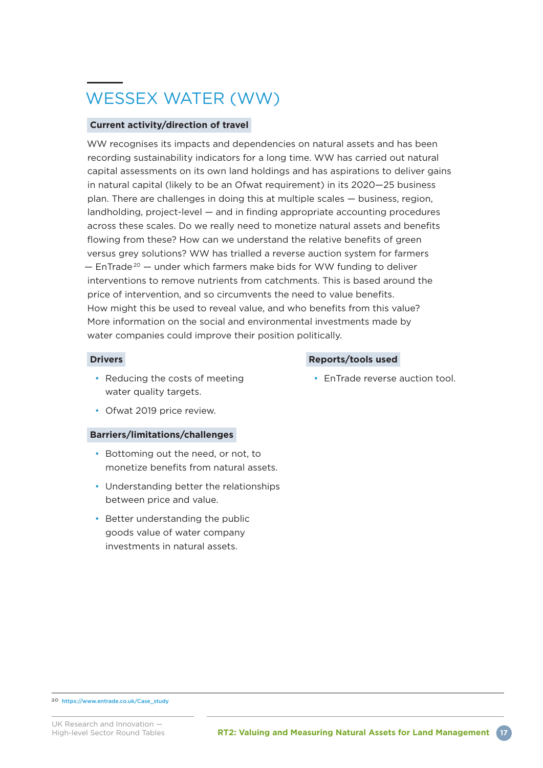## WESSEX WATER (WW)

### Current activity/direction of travel

WW recognises its impacts and dependencies on natural assets and has been recording sustainability indicators for a long time. WW has carried out natural capital assessments on its own land holdings and has aspirations to deliver gains in natural capital (likely to be an Ofwat requirement) in its 2020—25 business plan. There are challenges in doing this at multiple scales — business, region, landholding, project-level — and in finding appropriate accounting procedures across these scales. Do we really need to monetize natural assets and benefits flowing from these? How can we understand the relative benefits of green versus grey solutions? WW has trialled a reverse auction system for farmers — EnTrade[20] — under which farmers make bids for WW funding to deliver interventions to remove nutrients from catchments. This is based around the price of intervention, and so circumvents the need to value benefits. How might this be used to reveal value, and who benefits from this value? More information on the social and environmental investments made by water companies could improve their position politically.

### Drivers

- Reducing the costs of meeting water quality targets.
- Ofwat 2019 price review.

### Barriers/limitations/challenges

- Bottoming out the need, or not, to monetize benefits from natural assets.
- Understanding better the relationships between price and value.
- Better understanding the public goods value of water company investments in natural assets.

### Reports/tools used

- EnTrade reverse auction tool.

---

[20] https://www.entrade.co.uk/Case_study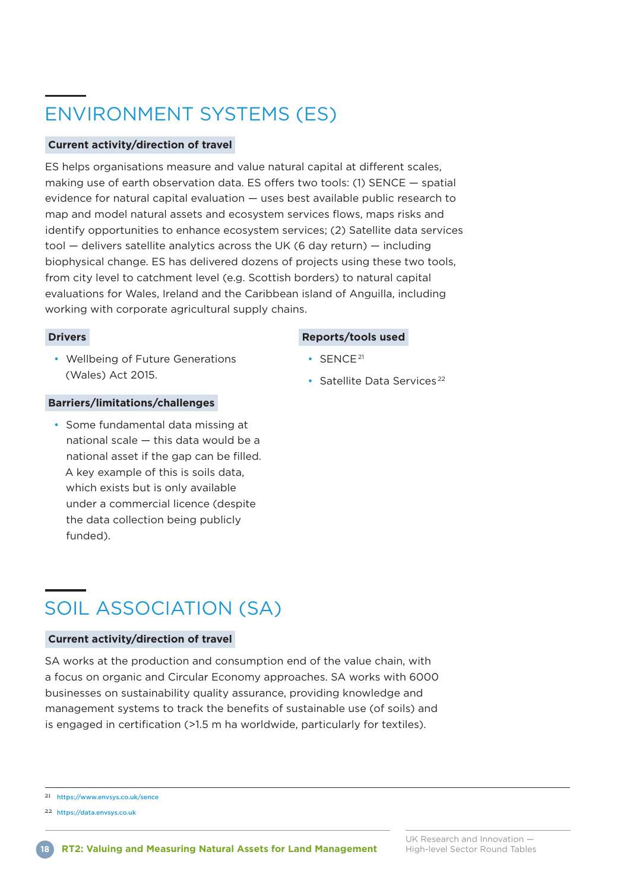# ENVIRONMENT SYSTEMS (ES)

**Current activity/direction of travel**

ES helps organisations measure and value natural capital at different scales, making use of earth observation data. ES offers two tools: (1) SENCE — spatial evidence for natural capital evaluation — uses best available public research to map and model natural assets and ecosystem services flows, maps risks and identify opportunities to enhance ecosystem services; (2) Satellite data services tool — delivers satellite analytics across the UK (6 day return) — including biophysical change. ES has delivered dozens of projects using these two tools, from city level to catchment level (e.g. Scottish borders) to natural capital evaluations for Wales, Ireland and the Caribbean island of Anguilla, including working with corporate agricultural supply chains.

**Drivers**

- Wellbeing of Future Generations (Wales) Act 2015.

**Barriers/limitations/challenges**

- Some fundamental data missing at national scale — this data would be a national asset if the gap can be filled. A key example of this is soils data, which exists but is only available under a commercial licence (despite the data collection being publicly funded).

**Reports/tools used**

- SENCE[21]
- Satellite Data Services[22]

# SOIL ASSOCIATION (SA)

**Current activity/direction of travel**

SA works at the production and consumption end of the value chain, with a focus on organic and Circular Economy approaches. SA works with 6000 businesses on sustainability quality assurance, providing knowledge and management systems to track the benefits of sustainable use (of soils) and is engaged in certification (>1.5 m ha worldwide, particularly for textiles).

---

[21] https://www.envsys.co.uk/sence

[22] https://data.envsys.co.uk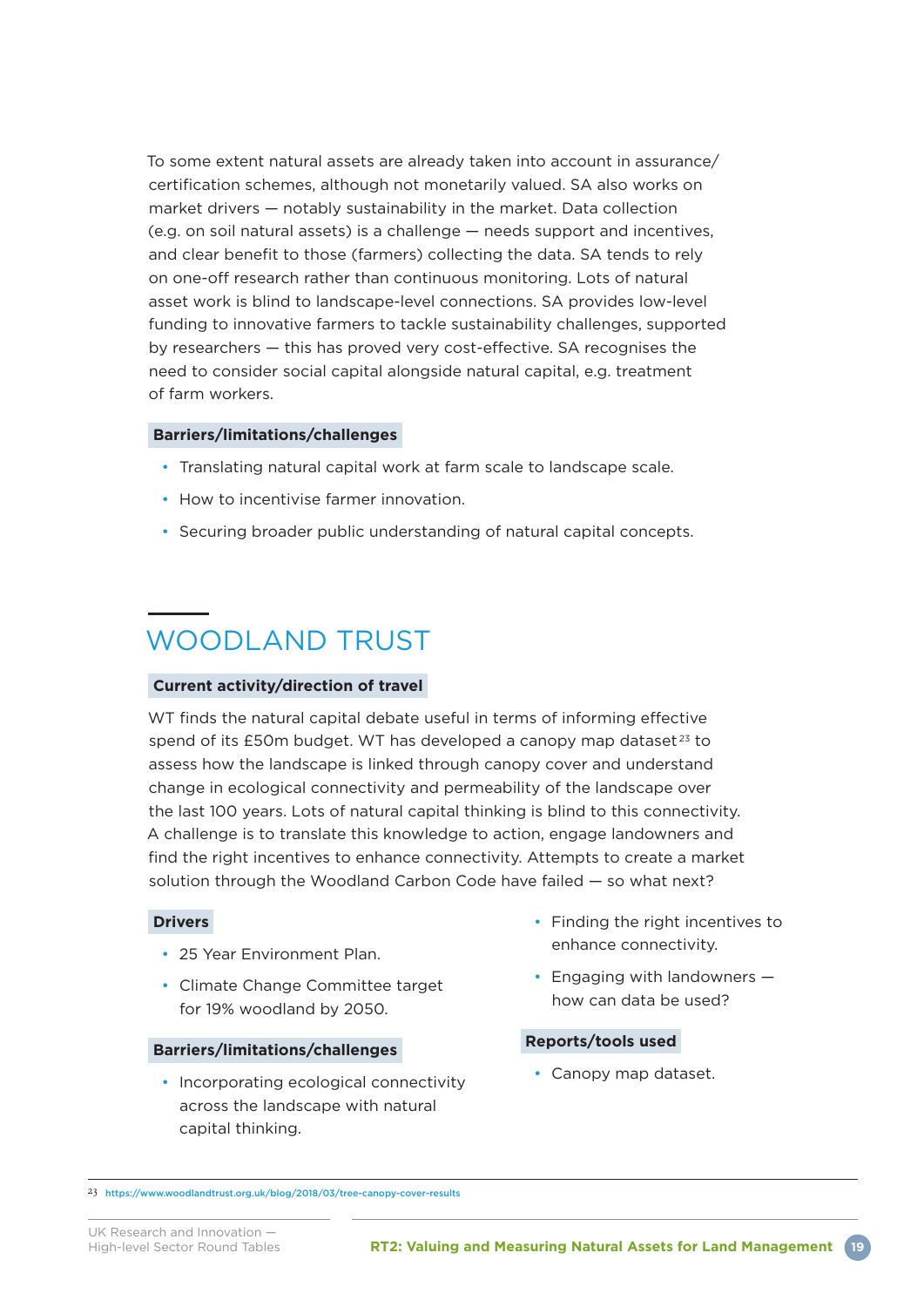To some extent natural assets are already taken into account in assurance/certification schemes, although not monetarily valued. SA also works on market drivers — notably sustainability in the market. Data collection (e.g. on soil natural assets) is a challenge — needs support and incentives, and clear benefit to those (farmers) collecting the data. SA tends to rely on one-off research rather than continuous monitoring. Lots of natural asset work is blind to landscape-level connections. SA provides low-level funding to innovative farmers to tackle sustainability challenges, supported by researchers — this has proved very cost-effective. SA recognises the need to consider social capital alongside natural capital, e.g. treatment of farm workers.

**Barriers/limitations/challenges**

- Translating natural capital work at farm scale to landscape scale.
- How to incentivise farmer innovation.
- Securing broader public understanding of natural capital concepts.

## WOODLAND TRUST

**Current activity/direction of travel**

WT finds the natural capital debate useful in terms of informing effective spend of its £50m budget. WT has developed a canopy map dataset[23] to assess how the landscape is linked through canopy cover and understand change in ecological connectivity and permeability of the landscape over the last 100 years. Lots of natural capital thinking is blind to this connectivity. A challenge is to translate this knowledge to action, engage landowners and find the right incentives to enhance connectivity. Attempts to create a market solution through the Woodland Carbon Code have failed — so what next?

**Drivers**

- 25 Year Environment Plan.
- Climate Change Committee target for 19% woodland by 2050.

**Barriers/limitations/challenges**

- Incorporating ecological connectivity across the landscape with natural capital thinking.
- Finding the right incentives to enhance connectivity.
- Engaging with landowners — how can data be used?

**Reports/tools used**

- Canopy map dataset.

23 https://www.woodlandtrust.org.uk/blog/2018/03/tree-canopy-cover-results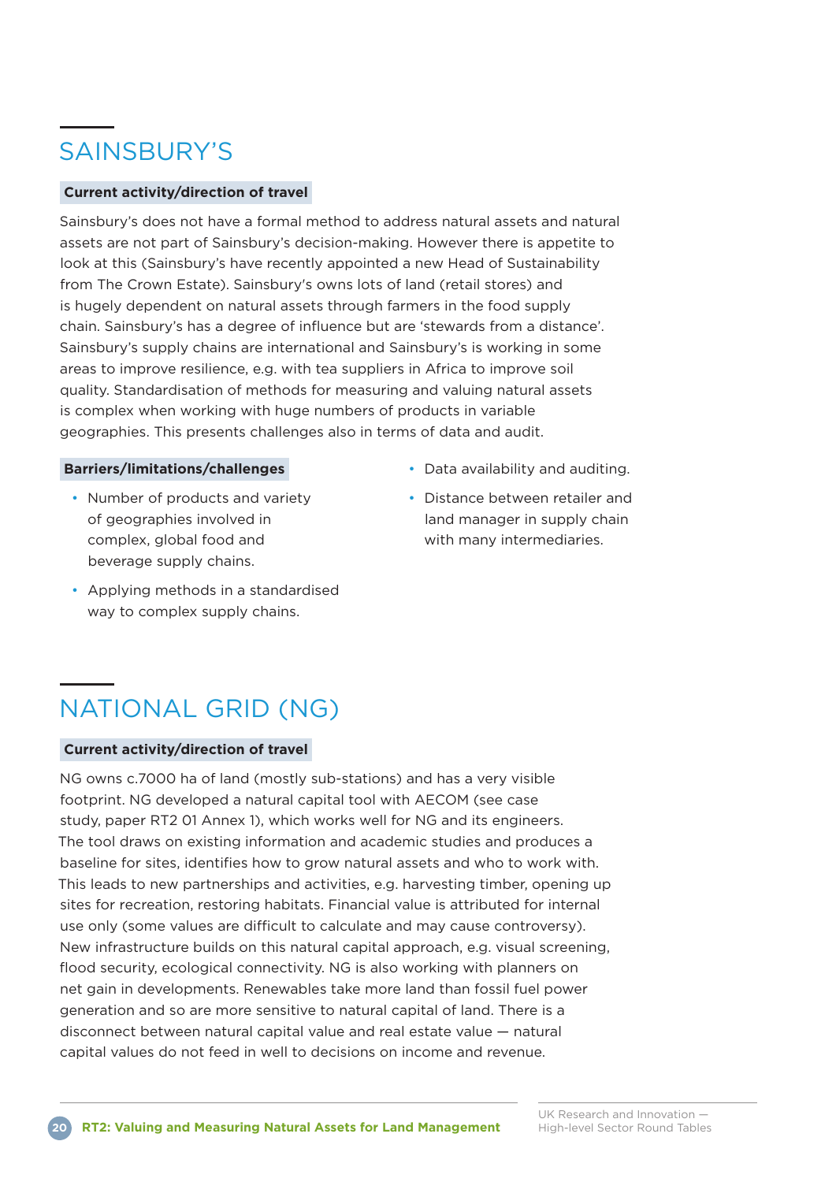## SAINSBURY'S

**Current activity/direction of travel**

Sainsbury's does not have a formal method to address natural assets and natural assets are not part of Sainsbury's decision-making. However there is appetite to look at this (Sainsbury's have recently appointed a new Head of Sustainability from The Crown Estate). Sainsbury's owns lots of land (retail stores) and is hugely dependent on natural assets through farmers in the food supply chain. Sainsbury's has a degree of influence but are 'stewards from a distance'. Sainsbury's supply chains are international and Sainsbury's is working in some areas to improve resilience, e.g. with tea suppliers in Africa to improve soil quality. Standardisation of methods for measuring and valuing natural assets is complex when working with huge numbers of products in variable geographies. This presents challenges also in terms of data and audit.

**Barriers/limitations/challenges**

- Number of products and variety of geographies involved in complex, global food and beverage supply chains.
- Applying methods in a standardised way to complex supply chains.
- Data availability and auditing.
- Distance between retailer and land manager in supply chain with many intermediaries.

## NATIONAL GRID (NG)

**Current activity/direction of travel**

NG owns c.7000 ha of land (mostly sub-stations) and has a very visible footprint. NG developed a natural capital tool with AECOM (see case study, paper RT2 01 Annex 1), which works well for NG and its engineers. The tool draws on existing information and academic studies and produces a baseline for sites, identifies how to grow natural assets and who to work with. This leads to new partnerships and activities, e.g. harvesting timber, opening up sites for recreation, restoring habitats. Financial value is attributed for internal use only (some values are difficult to calculate and may cause controversy). New infrastructure builds on this natural capital approach, e.g. visual screening, flood security, ecological connectivity. NG is also working with planners on net gain in developments. Renewables take more land than fossil fuel power generation and so are more sensitive to natural capital of land. There is a disconnect between natural capital value and real estate value — natural capital values do not feed in well to decisions on income and revenue.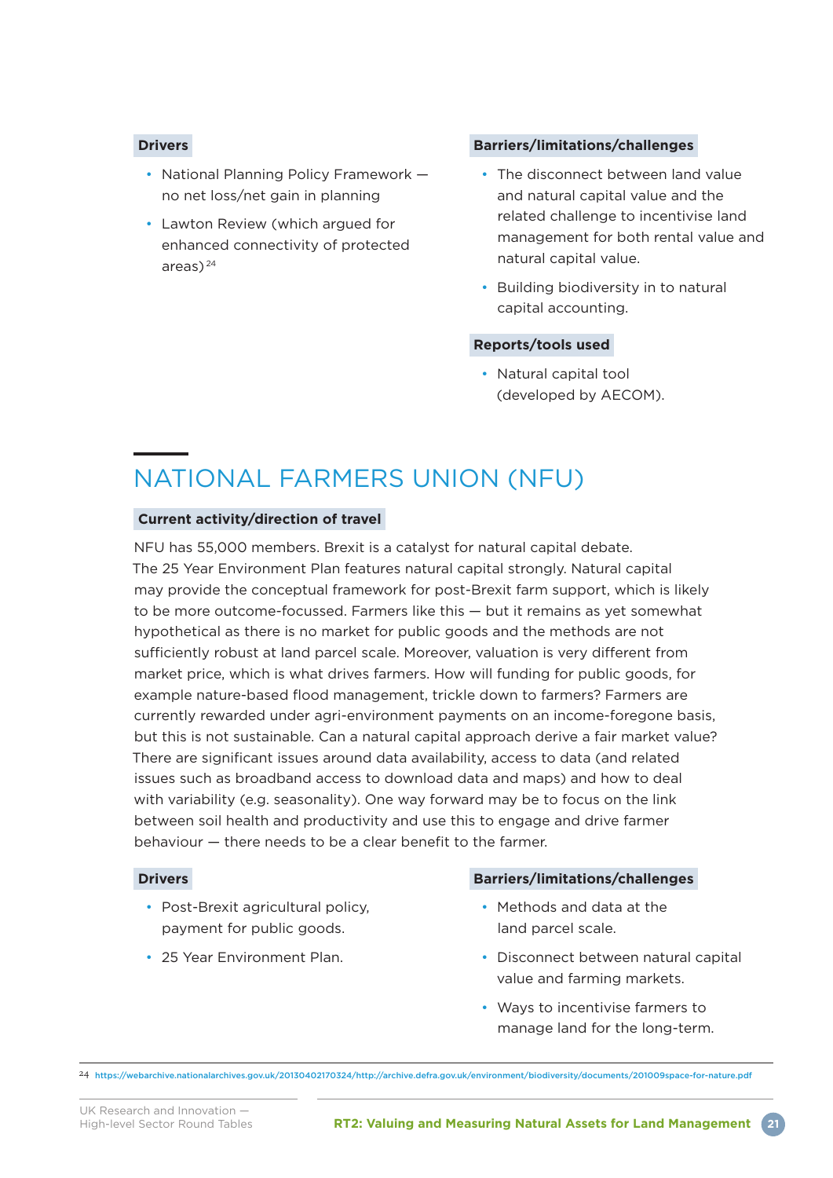**Drivers**

- National Planning Policy Framework — no net loss/net gain in planning
- Lawton Review (which argued for enhanced connectivity of protected areas)[24]

**Barriers/limitations/challenges**

- The disconnect between land value and natural capital value and the related challenge to incentivise land management for both rental value and natural capital value.
- Building biodiversity in to natural capital accounting.

**Reports/tools used**

- Natural capital tool (developed by AECOM).

## NATIONAL FARMERS UNION (NFU)

**Current activity/direction of travel**

NFU has 55,000 members. Brexit is a catalyst for natural capital debate. The 25 Year Environment Plan features natural capital strongly. Natural capital may provide the conceptual framework for post-Brexit farm support, which is likely to be more outcome-focussed. Farmers like this — but it remains as yet somewhat hypothetical as there is no market for public goods and the methods are not sufficiently robust at land parcel scale. Moreover, valuation is very different from market price, which is what drives farmers. How will funding for public goods, for example nature-based flood management, trickle down to farmers? Farmers are currently rewarded under agri-environment payments on an income-foregone basis, but this is not sustainable. Can a natural capital approach derive a fair market value? There are significant issues around data availability, access to data (and related issues such as broadband access to download data and maps) and how to deal with variability (e.g. seasonality). One way forward may be to focus on the link between soil health and productivity and use this to engage and drive farmer behaviour — there needs to be a clear benefit to the farmer.

**Drivers**

- Post-Brexit agricultural policy, payment for public goods.
- 25 Year Environment Plan.

**Barriers/limitations/challenges**

- Methods and data at the land parcel scale.
- Disconnect between natural capital value and farming markets.
- Ways to incentivise farmers to manage land for the long-term.

---

24 https://webarchive.nationalarchives.gov.uk/20130402170324/http://archive.defra.gov.uk/environment/biodiversity/documents/201009space-for-nature.pdf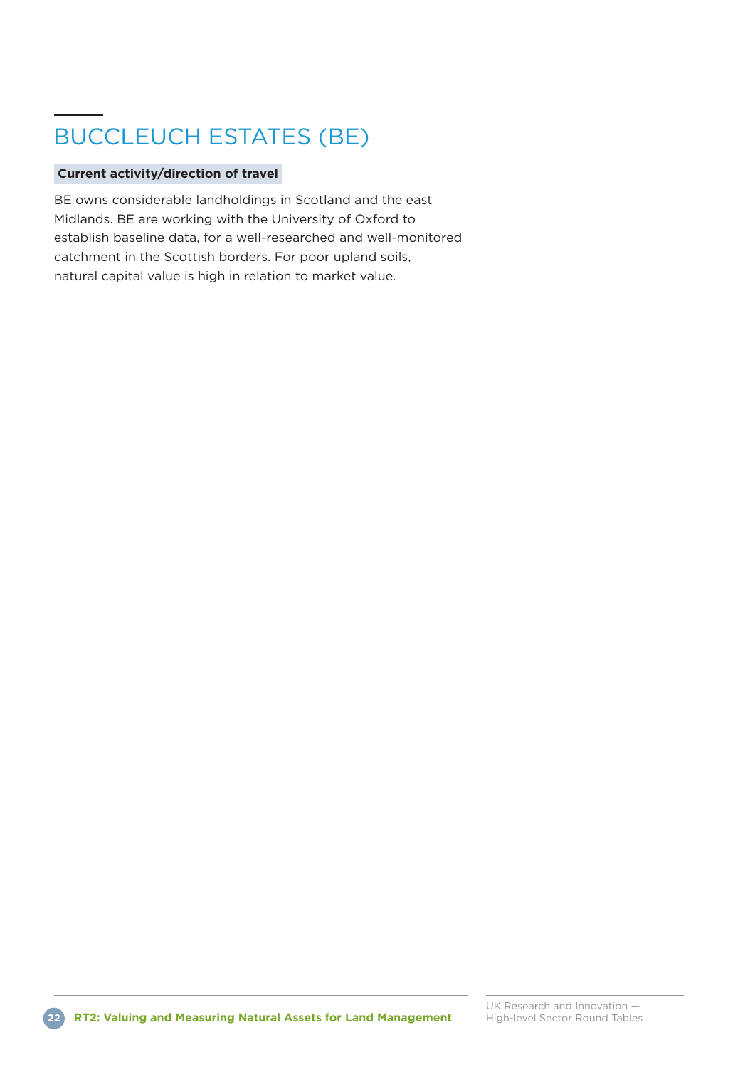## BUCCLEUCH ESTATES (BE)

**Current activity/direction of travel**

BE owns considerable landholdings in Scotland and the east Midlands. BE are working with the University of Oxford to establish baseline data, for a well-researched and well-monitored catchment in the Scottish borders. For poor upland soils, natural capital value is high in relation to market value.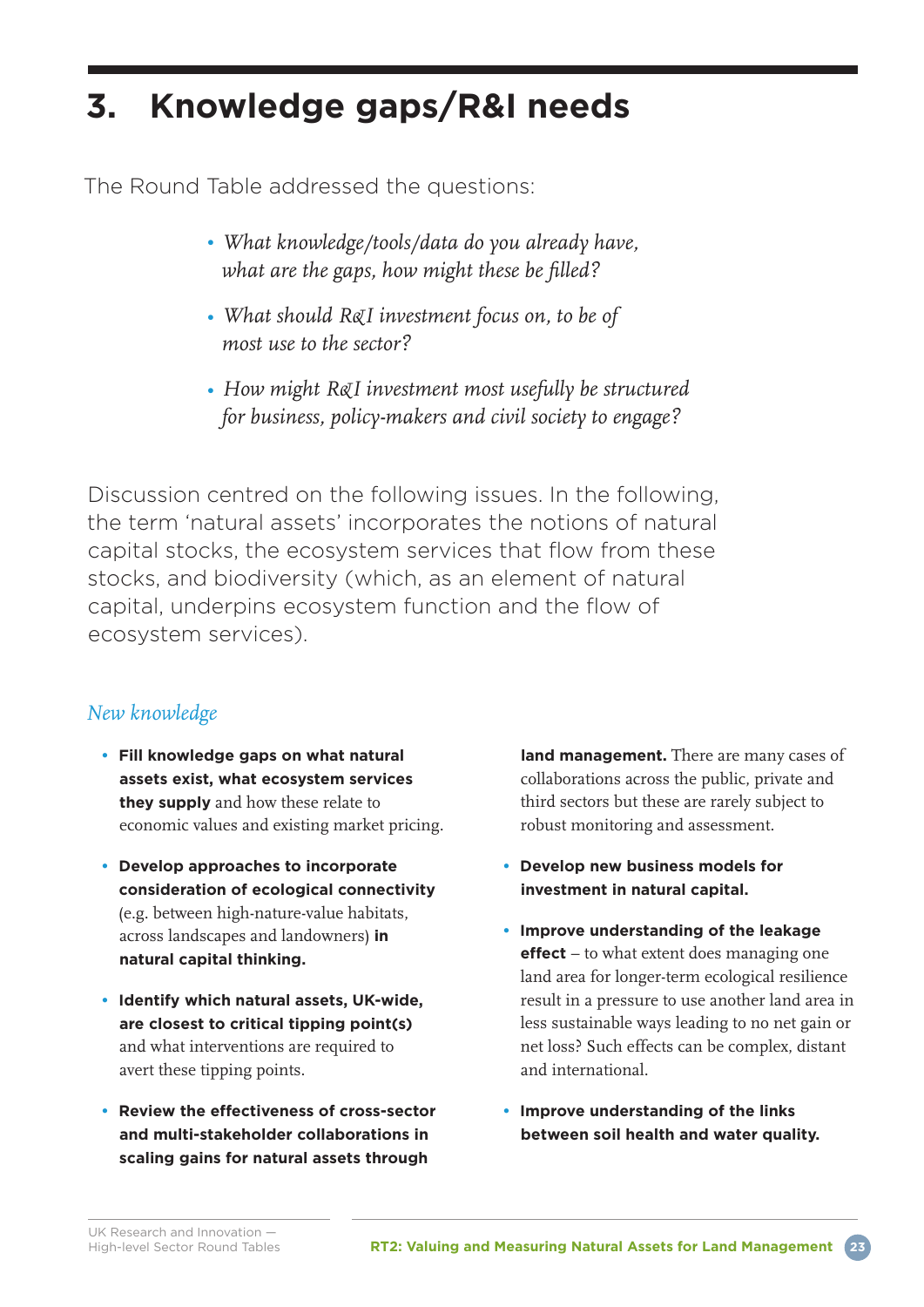# 3. Knowledge gaps/R&I needs

The Round Table addressed the questions:

- *What knowledge/tools/data do you already have, what are the gaps, how might these be filled?*
- *What should R&I investment focus on, to be of most use to the sector?*
- *How might R&I investment most usefully be structured for business, policy-makers and civil society to engage?*

Discussion centred on the following issues. In the following, the term 'natural assets' incorporates the notions of natural capital stocks, the ecosystem services that flow from these stocks, and biodiversity (which, as an element of natural capital, underpins ecosystem function and the flow of ecosystem services).

## *New knowledge*

- **Fill knowledge gaps on what natural assets exist, what ecosystem services they supply** and how these relate to economic values and existing market pricing.
- **Develop approaches to incorporate consideration of ecological connectivity** (e.g. between high-nature-value habitats, across landscapes and landowners) **in natural capital thinking.**
- **Identify which natural assets, UK-wide, are closest to critical tipping point(s)** and what interventions are required to avert these tipping points.
- **Review the effectiveness of cross-sector and multi-stakeholder collaborations in scaling gains for natural assets through land management.** There are many cases of collaborations across the public, private and third sectors but these are rarely subject to robust monitoring and assessment.
- **Develop new business models for investment in natural capital.**
- **Improve understanding of the leakage effect** – to what extent does managing one land area for longer-term ecological resilience result in a pressure to use another land area in less sustainable ways leading to no net gain or net loss? Such effects can be complex, distant and international.
- **Improve understanding of the links between soil health and water quality.**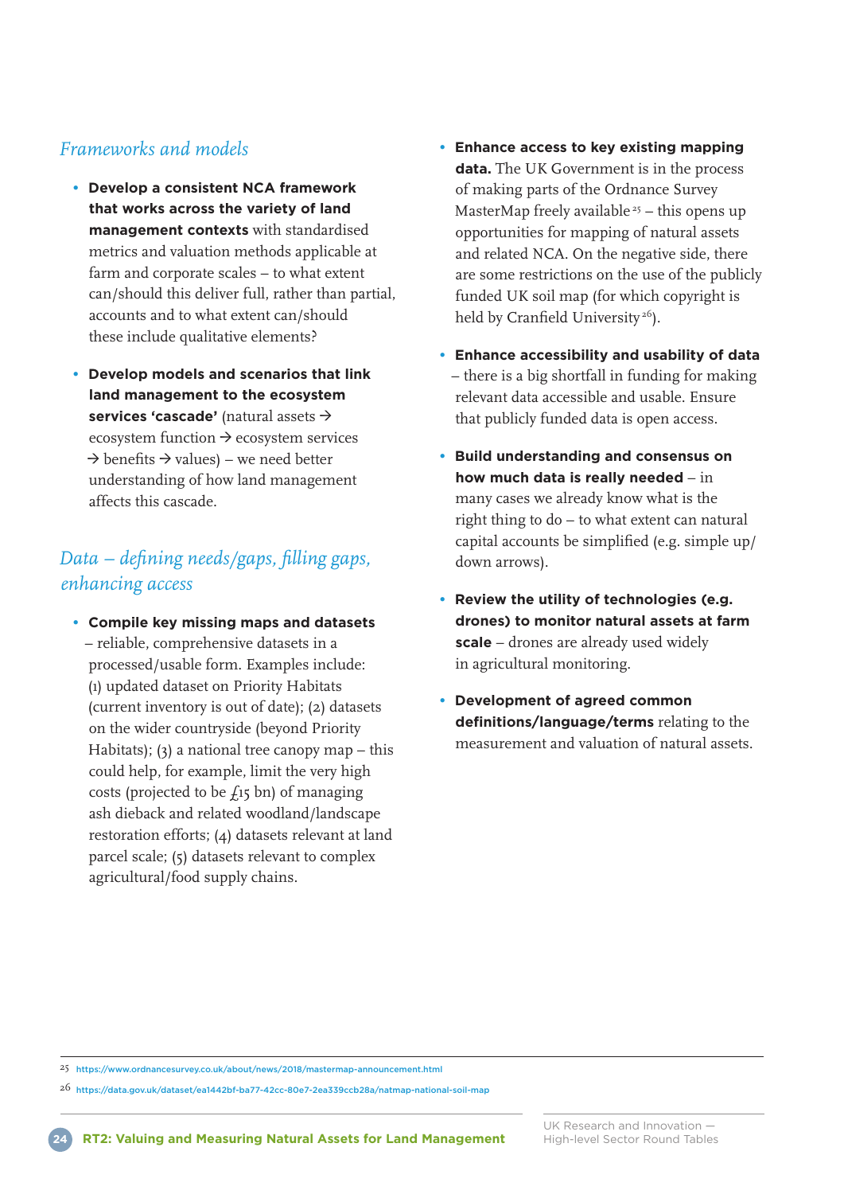## *Frameworks and models*

- **Develop a consistent NCA framework that works across the variety of land management contexts** with standardised metrics and valuation methods applicable at farm and corporate scales – to what extent can/should this deliver full, rather than partial, accounts and to what extent can/should these include qualitative elements?

- **Develop models and scenarios that link land management to the ecosystem services 'cascade'** (natural assets → ecosystem function → ecosystem services → benefits → values) – we need better understanding of how land management affects this cascade.

## *Data – defining needs/gaps, filling gaps, enhancing access*

- **Compile key missing maps and datasets** – reliable, comprehensive datasets in a processed/usable form. Examples include: (1) updated dataset on Priority Habitats (current inventory is out of date); (2) datasets on the wider countryside (beyond Priority Habitats); (3) a national tree canopy map – this could help, for example, limit the very high costs (projected to be £15 bn) of managing ash dieback and related woodland/landscape restoration efforts; (4) datasets relevant at land parcel scale; (5) datasets relevant to complex agricultural/food supply chains.

- **Enhance access to key existing mapping data.** The UK Government is in the process of making parts of the Ordnance Survey MasterMap freely available[25] – this opens up opportunities for mapping of natural assets and related NCA. On the negative side, there are some restrictions on the use of the publicly funded UK soil map (for which copyright is held by Cranfield University[26]).

- **Enhance accessibility and usability of data** – there is a big shortfall in funding for making relevant data accessible and usable. Ensure that publicly funded data is open access.

- **Build understanding and consensus on how much data is really needed** – in many cases we already know what is the right thing to do – to what extent can natural capital accounts be simplified (e.g. simple up/down arrows).

- **Review the utility of technologies (e.g. drones) to monitor natural assets at farm scale** – drones are already used widely in agricultural monitoring.

- **Development of agreed common definitions/language/terms** relating to the measurement and valuation of natural assets.

---

25 https://www.ordnancesurvey.co.uk/about/news/2018/mastermap-announcement.html

26 https://data.gov.uk/dataset/ea1442bf-ba77-42cc-80e7-2ea339ccb28a/natmap-national-soil-map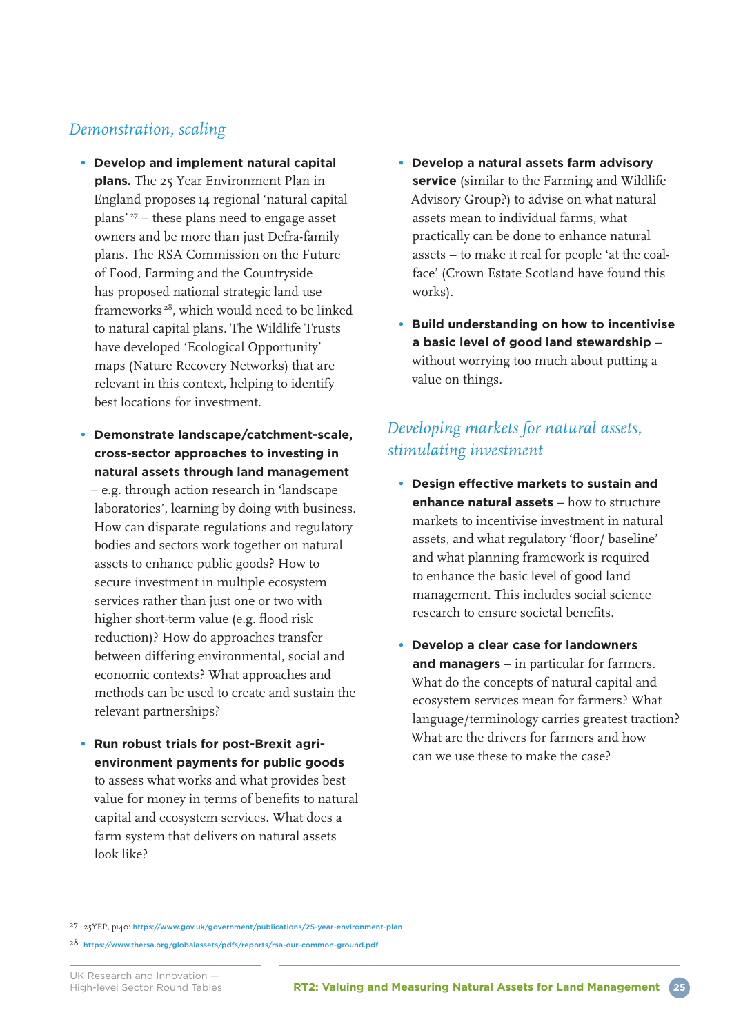## *Demonstration, scaling*

- **Develop and implement natural capital plans.** The 25 Year Environment Plan in England proposes 14 regional 'natural capital plans' [27] – these plans need to engage asset owners and be more than just Defra-family plans. The RSA Commission on the Future of Food, Farming and the Countryside has proposed national strategic land use frameworks [28], which would need to be linked to natural capital plans. The Wildlife Trusts have developed 'Ecological Opportunity' maps (Nature Recovery Networks) that are relevant in this context, helping to identify best locations for investment.

- **Demonstrate landscape/catchment-scale, cross-sector approaches to investing in natural assets through land management** – e.g. through action research in 'landscape laboratories', learning by doing with business. How can disparate regulations and regulatory bodies and sectors work together on natural assets to enhance public goods? How to secure investment in multiple ecosystem services rather than just one or two with higher short-term value (e.g. flood risk reduction)? How do approaches transfer between differing environmental, social and economic contexts? What approaches and methods can be used to create and sustain the relevant partnerships?

- **Run robust trials for post-Brexit agri-environment payments for public goods** to assess what works and what provides best value for money in terms of benefits to natural capital and ecosystem services. What does a farm system that delivers on natural assets look like?

- **Develop a natural assets farm advisory service** (similar to the Farming and Wildlife Advisory Group?) to advise on what natural assets mean to individual farms, what practically can be done to enhance natural assets – to make it real for people 'at the coal-face' (Crown Estate Scotland have found this works).

- **Build understanding on how to incentivise a basic level of good land stewardship** – without worrying too much about putting a value on things.

## *Developing markets for natural assets, stimulating investment*

- **Design effective markets to sustain and enhance natural assets** – how to structure markets to incentivise investment in natural assets, and what regulatory 'floor/ baseline' and what planning framework is required to enhance the basic level of good land management. This includes social science research to ensure societal benefits.

- **Develop a clear case for landowners and managers** – in particular for farmers. What do the concepts of natural capital and ecosystem services mean for farmers? What language/terminology carries greatest traction? What are the drivers for farmers and how can we use these to make the case?

---

27 25YEP, p140: https://www.gov.uk/government/publications/25-year-environment-plan

28 https://www.thersa.org/globalassets/pdfs/reports/rsa-our-common-ground.pdf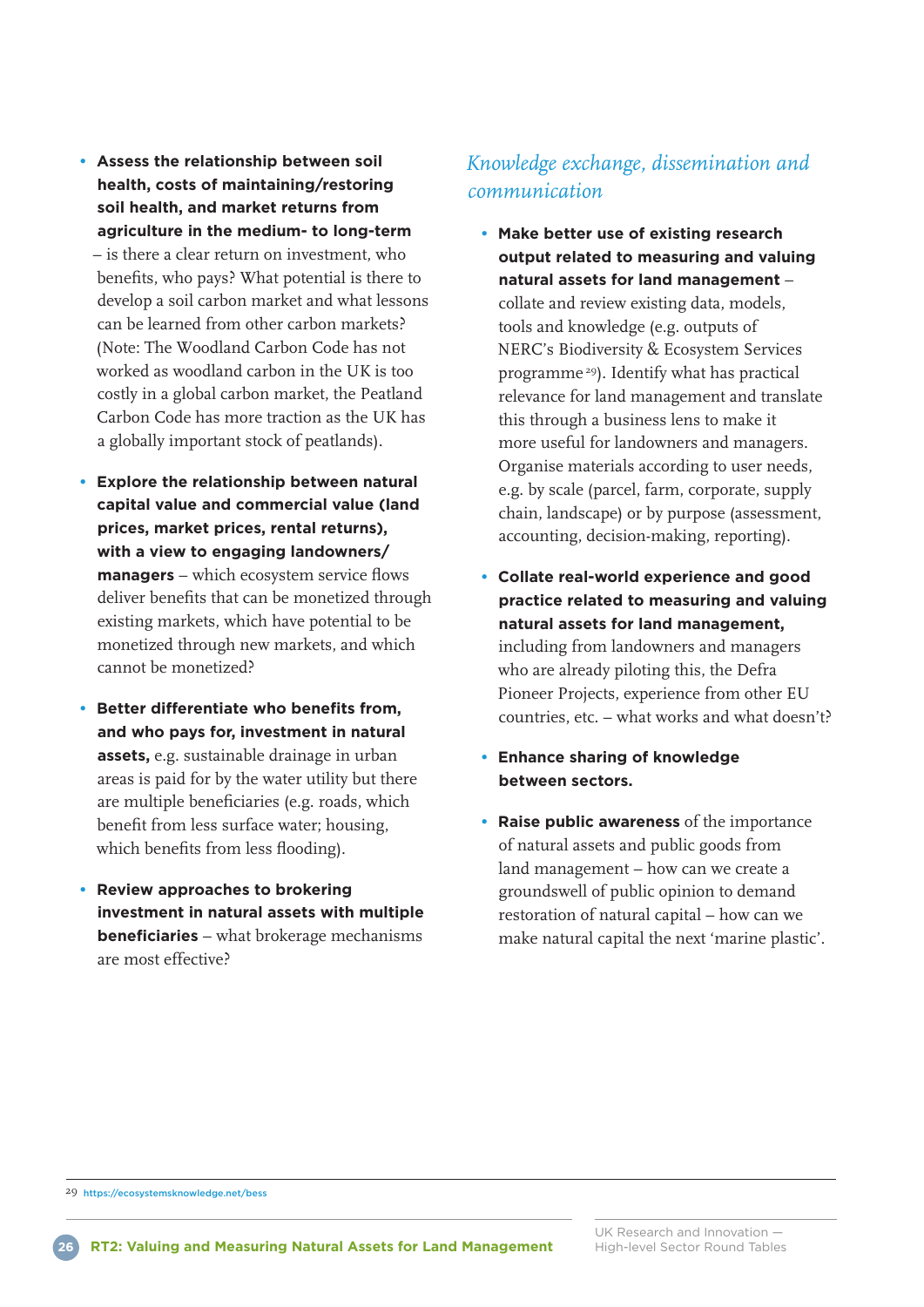- **Assess the relationship between soil health, costs of maintaining/restoring soil health, and market returns from agriculture in the medium- to long-term** – is there a clear return on investment, who benefits, who pays? What potential is there to develop a soil carbon market and what lessons can be learned from other carbon markets? (Note: The Woodland Carbon Code has not worked as woodland carbon in the UK is too costly in a global carbon market, the Peatland Carbon Code has more traction as the UK has a globally important stock of peatlands).

- **Explore the relationship between natural capital value and commercial value (land prices, market prices, rental returns), with a view to engaging landowners/managers** – which ecosystem service flows deliver benefits that can be monetized through existing markets, which have potential to be monetized through new markets, and which cannot be monetized?

- **Better differentiate who benefits from, and who pays for, investment in natural assets,** e.g. sustainable drainage in urban areas is paid for by the water utility but there are multiple beneficiaries (e.g. roads, which benefit from less surface water; housing, which benefits from less flooding).

- **Review approaches to brokering investment in natural assets with multiple beneficiaries** – what brokerage mechanisms are most effective?

## *Knowledge exchange, dissemination and communication*

- **Make better use of existing research output related to measuring and valuing natural assets for land management** – collate and review existing data, models, tools and knowledge (e.g. outputs of NERC's Biodiversity & Ecosystem Services programme[29]). Identify what has practical relevance for land management and translate this through a business lens to make it more useful for landowners and managers. Organise materials according to user needs, e.g. by scale (parcel, farm, corporate, supply chain, landscape) or by purpose (assessment, accounting, decision-making, reporting).

- **Collate real-world experience and good practice related to measuring and valuing natural assets for land management,** including from landowners and managers who are already piloting this, the Defra Pioneer Projects, experience from other EU countries, etc. – what works and what doesn't?

- **Enhance sharing of knowledge between sectors.**

- **Raise public awareness** of the importance of natural assets and public goods from land management – how can we create a groundswell of public opinion to demand restoration of natural capital – how can we make natural capital the next 'marine plastic'.

---

[29] https://ecosystemsknowledge.net/bess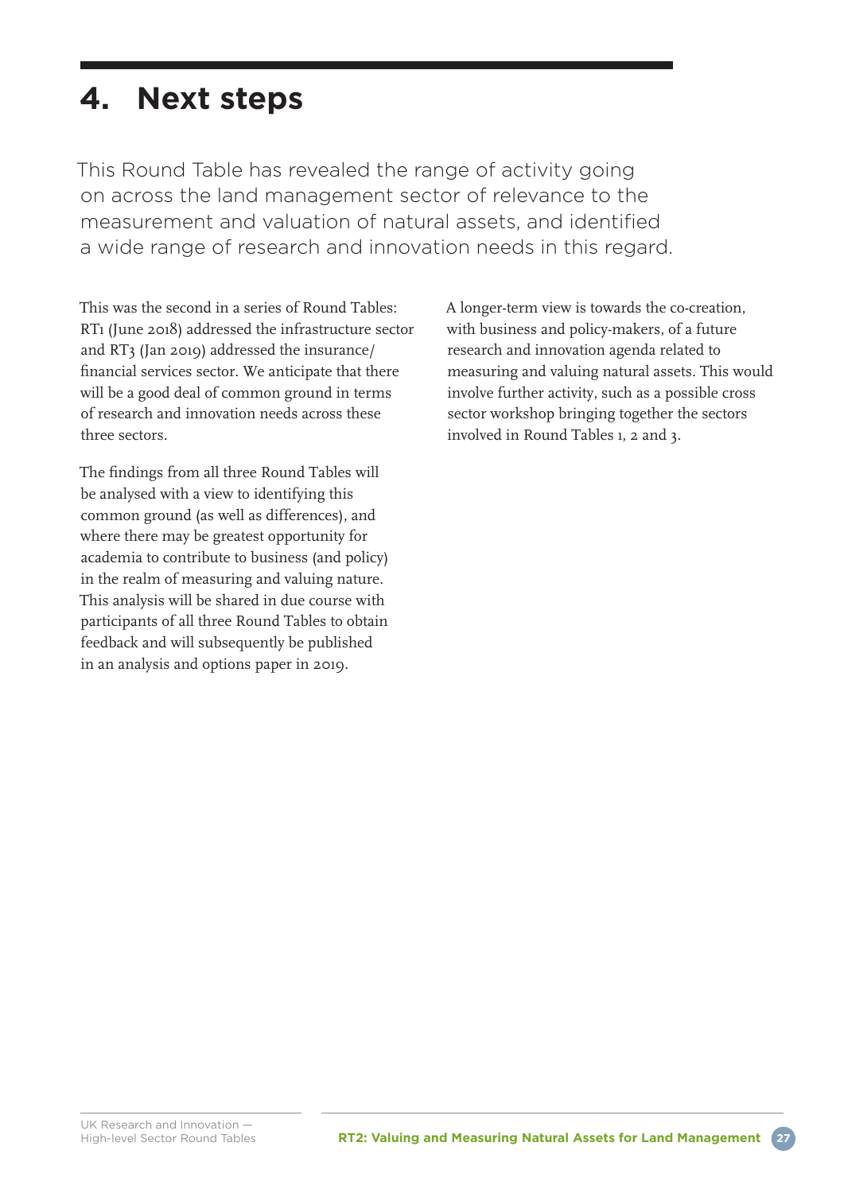# 4. Next steps

This Round Table has revealed the range of activity going on across the land management sector of relevance to the measurement and valuation of natural assets, and identified a wide range of research and innovation needs in this regard.

This was the second in a series of Round Tables: RT1 (June 2018) addressed the infrastructure sector and RT3 (Jan 2019) addressed the insurance/financial services sector. We anticipate that there will be a good deal of common ground in terms of research and innovation needs across these three sectors.

The findings from all three Round Tables will be analysed with a view to identifying this common ground (as well as differences), and where there may be greatest opportunity for academia to contribute to business (and policy) in the realm of measuring and valuing nature. This analysis will be shared in due course with participants of all three Round Tables to obtain feedback and will subsequently be published in an analysis and options paper in 2019.

A longer-term view is towards the co-creation, with business and policy-makers, of a future research and innovation agenda related to measuring and valuing natural assets. This would involve further activity, such as a possible cross sector workshop bringing together the sectors involved in Round Tables 1, 2 and 3.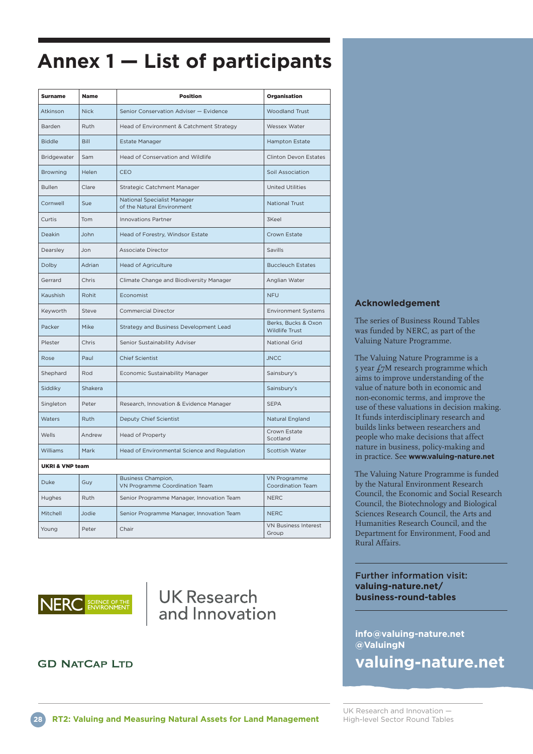# Annex 1 — List of participants

| Surname | Name | Position | Organisation |
|---|---|---|---|
| Atkinson | Nick | Senior Conservation Adviser — Evidence | Woodland Trust |
| Barden | Ruth | Head of Environment & Catchment Strategy | Wessex Water |
| Biddle | Bill | Estate Manager | Hampton Estate |
| Bridgewater | Sam | Head of Conservation and Wildlife | Clinton Devon Estates |
| Browning | Helen | CEO | Soil Association |
| Bullen | Clare | Strategic Catchment Manager | United Utilities |
| Cornwell | Sue | National Specialist Manager of the Natural Environment | National Trust |
| Curtis | Tom | Innovations Partner | 3Keel |
| Deakin | John | Head of Forestry, Windsor Estate | Crown Estate |
| Dearsley | Jon | Associate Director | Savills |
| Dolby | Adrian | Head of Agriculture | Buccleuch Estates |
| Gerrard | Chris | Climate Change and Biodiversity Manager | Anglian Water |
| Kaushish | Rohit | Economist | NFU |
| Keyworth | Steve | Commercial Director | Environment Systems |
| Packer | Mike | Strategy and Business Development Lead | Berks, Bucks & Oxon Wildlife Trust |
| Plester | Chris | Senior Sustainability Adviser | National Grid |
| Rose | Paul | Chief Scientist | JNCC |
| Shephard | Rod | Economic Sustainability Manager | Sainsbury's |
| Siddiky | Shakera | | Sainsbury's |
| Singleton | Peter | Research, Innovation & Evidence Manager | SEPA |
| Waters | Ruth | Deputy Chief Scientist | Natural England |
| Wells | Andrew | Head of Property | Crown Estate Scotland |
| Williams | Mark | Head of Environmental Science and Regulation | Scottish Water |
| **UKRI & VNP team** | | | |
| Duke | Guy | Business Champion, VN Programme Coordination Team | VN Programme Coordination Team |
| Hughes | Ruth | Senior Programme Manager, Innovation Team | NERC |
| Mitchell | Jodie | Senior Programme Manager, Innovation Team | NERC |
| Young | Peter | Chair | VN Business Interest Group |

NERC SCIENCE OF THE ENVIRONMENT

UK Research and Innovation

GD NATCAP LTD

## Acknowledgement

The series of Business Round Tables was funded by NERC, as part of the Valuing Nature Programme.

The Valuing Nature Programme is a 5 year £7M research programme which aims to improve understanding of the value of nature both in economic and non-economic terms, and improve the use of these valuations in decision making. It funds interdisciplinary research and builds links between researchers and people who make decisions that affect nature in business, policy-making and in practice. See **www.valuing-nature.net**

The Valuing Nature Programme is funded by the Natural Environment Research Council, the Economic and Social Research Council, the Biotechnology and Biological Sciences Research Council, the Arts and Humanities Research Council, and the Department for Environment, Food and Rural Affairs.

**Further information visit: valuing-nature.net/business-round-tables**

**info@valuing-nature.net**
**@ValuingN**

**valuing-nature.net**